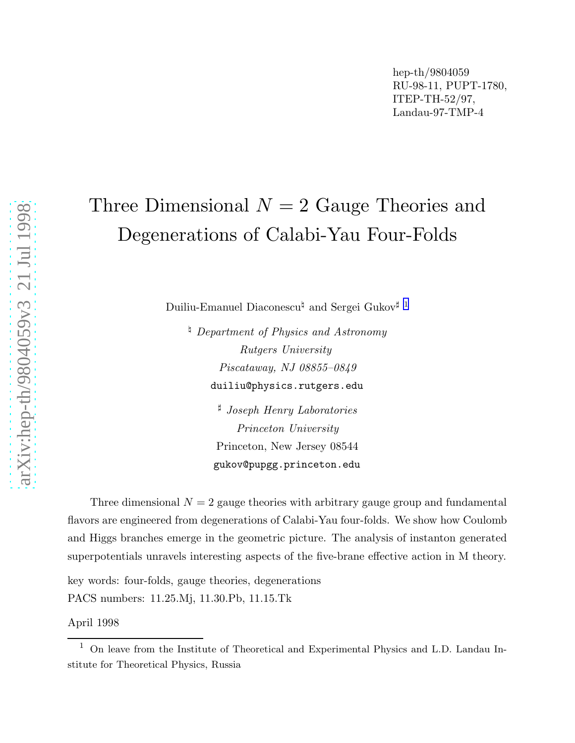hep-th/9804059
RU-98-11, PUPT-1780,
ITEP-TH-52/97,
Landau-97-TMP-4

# Three Dimensional $N = 2$ Gauge Theories and Degenerations of Calabi-Yau Four-Folds

Duiliu-Emanuel Diaconescu♮ and Sergei Gukov♯ [1]

♮ *Department of Physics and Astronomy*
*Rutgers University*
*Piscataway, NJ 08855–0849*
`duiliu@physics.rutgers.edu`

♯ *Joseph Henry Laboratories*
*Princeton University*
Princeton, New Jersey 08544
`gukov@pupgg.princeton.edu`

Three dimensional $N = 2$ gauge theories with arbitrary gauge group and fundamental flavors are engineered from degenerations of Calabi-Yau four-folds. We show how Coulomb and Higgs branches emerge in the geometric picture. The analysis of instanton generated superpotentials unravels interesting aspects of the five-brane effective action in M theory.

key words: four-folds, gauge theories, degenerations

PACS numbers: 11.25.Mj, 11.30.Pb, 11.15.Tk

April 1998

[1] On leave from the Institute of Theoretical and Experimental Physics and L.D. Landau Institute for Theoretical Physics, Russia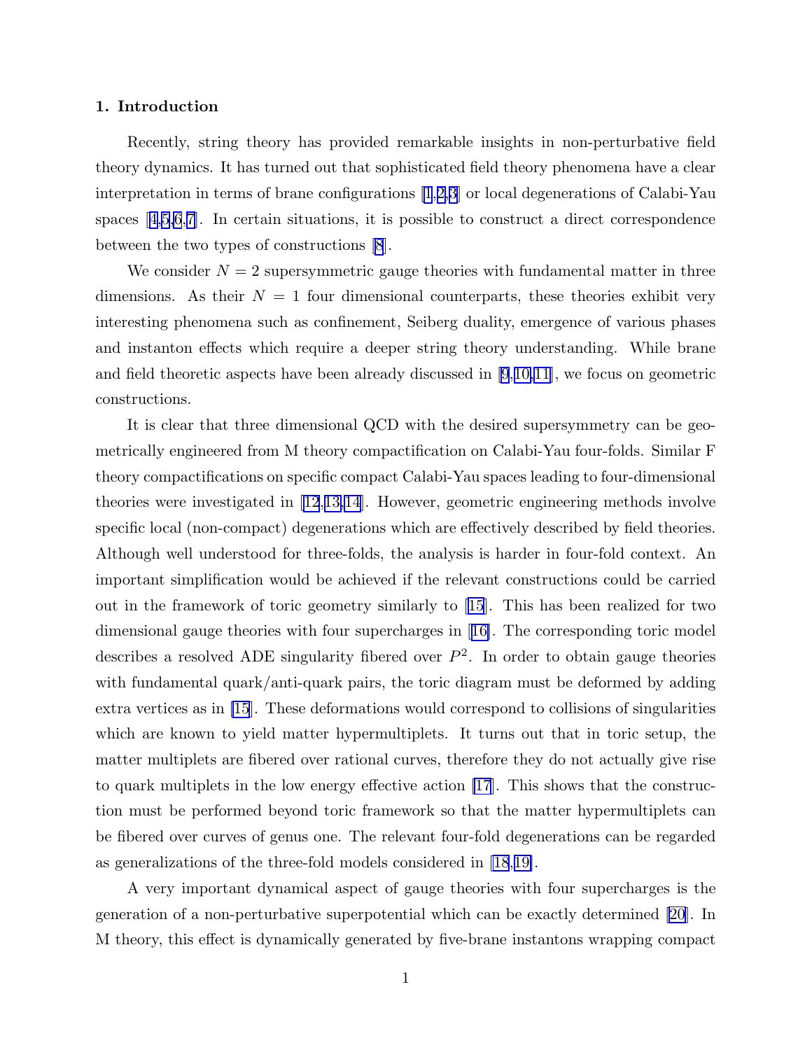## 1. Introduction

Recently, string theory has provided remarkable insights in non-perturbative field theory dynamics. It has turned out that sophisticated field theory phenomena have a clear interpretation in terms of brane configurations [1,2,3] or local degenerations of Calabi-Yau spaces [4,5,6,7]. In certain situations, it is possible to construct a direct correspondence between the two types of constructions [8].

We consider $N = 2$ supersymmetric gauge theories with fundamental matter in three dimensions. As their $N = 1$ four dimensional counterparts, these theories exhibit very interesting phenomena such as confinement, Seiberg duality, emergence of various phases and instanton effects which require a deeper string theory understanding. While brane and field theoretic aspects have been already discussed in [9,10,11], we focus on geometric constructions.

It is clear that three dimensional QCD with the desired supersymmetry can be geometrically engineered from M theory compactification on Calabi-Yau four-folds. Similar F theory compactifications on specific compact Calabi-Yau spaces leading to four-dimensional theories were investigated in [12,13,14]. However, geometric engineering methods involve specific local (non-compact) degenerations which are effectively described by field theories. Although well understood for three-folds, the analysis is harder in four-fold context. An important simplification would be achieved if the relevant constructions could be carried out in the framework of toric geometry similarly to [15]. This has been realized for two dimensional gauge theories with four supercharges in [16]. The corresponding toric model describes a resolved ADE singularity fibered over $P^2$. In order to obtain gauge theories with fundamental quark/anti-quark pairs, the toric diagram must be deformed by adding extra vertices as in [15]. These deformations would correspond to collisions of singularities which are known to yield matter hypermultiplets. It turns out that in toric setup, the matter multiplets are fibered over rational curves, therefore they do not actually give rise to quark multiplets in the low energy effective action [17]. This shows that the construction must be performed beyond toric framework so that the matter hypermultiplets can be fibered over curves of genus one. The relevant four-fold degenerations can be regarded as generalizations of the three-fold models considered in [18,19].

A very important dynamical aspect of gauge theories with four supercharges is the generation of a non-perturbative superpotential which can be exactly determined [20]. In M theory, this effect is dynamically generated by five-brane instantons wrapping compact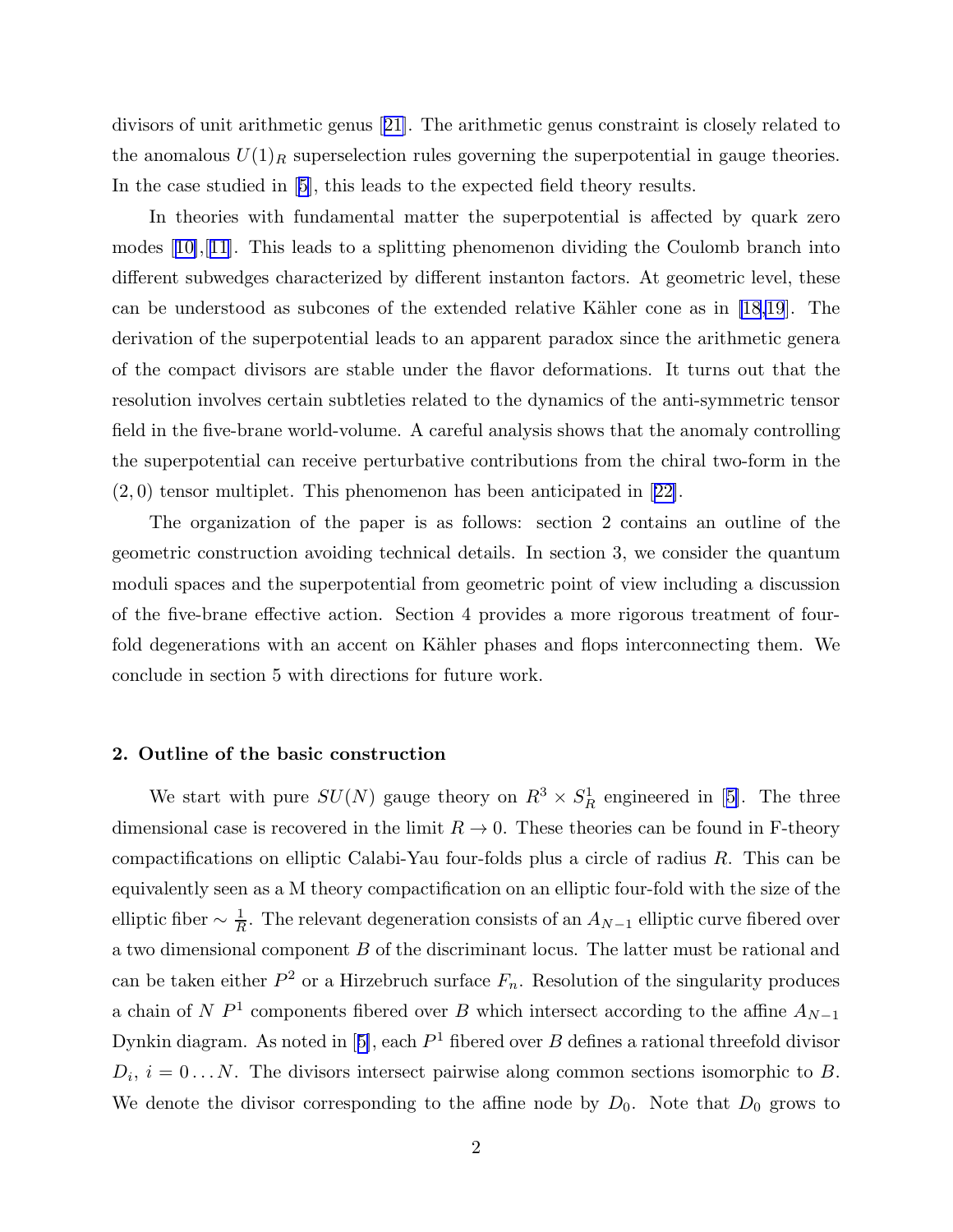divisors of unit arithmetic genus [21]. The arithmetic genus constraint is closely related to the anomalous $U(1)_R$ superselection rules governing the superpotential in gauge theories. In the case studied in [5], this leads to the expected field theory results.

In theories with fundamental matter the superpotential is affected by quark zero modes [10],[11]. This leads to a splitting phenomenon dividing the Coulomb branch into different subwedges characterized by different instanton factors. At geometric level, these can be understood as subcones of the extended relative Kähler cone as in [18,19]. The derivation of the superpotential leads to an apparent paradox since the arithmetic genera of the compact divisors are stable under the flavor deformations. It turns out that the resolution involves certain subtleties related to the dynamics of the anti-symmetric tensor field in the five-brane world-volume. A careful analysis shows that the anomaly controlling the superpotential can receive perturbative contributions from the chiral two-form in the $(2,0)$ tensor multiplet. This phenomenon has been anticipated in [22].

The organization of the paper is as follows: section 2 contains an outline of the geometric construction avoiding technical details. In section 3, we consider the quantum moduli spaces and the superpotential from geometric point of view including a discussion of the five-brane effective action. Section 4 provides a more rigorous treatment of four-fold degenerations with an accent on Kähler phases and flops interconnecting them. We conclude in section 5 with directions for future work.

## 2. Outline of the basic construction

We start with pure $SU(N)$ gauge theory on $R^3 \times S^1_R$ engineered in [5]. The three dimensional case is recovered in the limit $R \to 0$. These theories can be found in F-theory compactifications on elliptic Calabi-Yau four-folds plus a circle of radius $R$. This can be equivalently seen as a M theory compactification on an elliptic four-fold with the size of the elliptic fiber $\sim \frac{1}{R}$. The relevant degeneration consists of an $A_{N-1}$ elliptic curve fibered over a two dimensional component $B$ of the discriminant locus. The latter must be rational and can be taken either $P^2$ or a Hirzebruch surface $F_n$. Resolution of the singularity produces a chain of $N$ $P^1$ components fibered over $B$ which intersect according to the affine $A_{N-1}$ Dynkin diagram. As noted in [5], each $P^1$ fibered over $B$ defines a rational threefold divisor $D_i$, $i = 0 \ldots N$. The divisors intersect pairwise along common sections isomorphic to $B$. We denote the divisor corresponding to the affine node by $D_0$. Note that $D_0$ grows to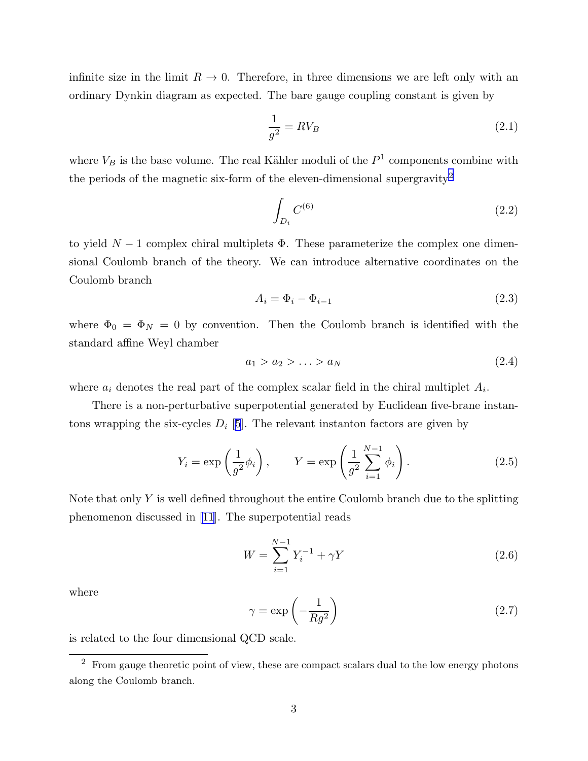infinite size in the limit $R \to 0$. Therefore, in three dimensions we are left only with an ordinary Dynkin diagram as expected. The bare gauge coupling constant is given by

$$\frac{1}{g^2} = RV_B \tag{2.1}$$

where $V_B$ is the base volume. The real Kähler moduli of the $P^1$ components combine with the periods of the magnetic six-form of the eleven-dimensional supergravity[2]

$$\int_{D_i} C^{(6)} \tag{2.2}$$

to yield $N-1$ complex chiral multiplets $\Phi$. These parameterize the complex one dimensional Coulomb branch of the theory. We can introduce alternative coordinates on the Coulomb branch

$$A_i = \Phi_i - \Phi_{i-1} \tag{2.3}$$

where $\Phi_0 = \Phi_N = 0$ by convention. Then the Coulomb branch is identified with the standard affine Weyl chamber

$$a_1 > a_2 > \ldots > a_N \tag{2.4}$$

where $a_i$ denotes the real part of the complex scalar field in the chiral multiplet $A_i$.

There is a non-perturbative superpotential generated by Euclidean five-brane instantons wrapping the six-cycles $D_i$ [5]. The relevant instanton factors are given by

$$Y_i = \exp\left(\frac{1}{g^2}\phi_i\right), \qquad Y = \exp\left(\frac{1}{g^2}\sum_{i=1}^{N-1}\phi_i\right). \tag{2.5}$$

Note that only $Y$ is well defined throughout the entire Coulomb branch due to the splitting phenomenon discussed in [11]. The superpotential reads

$$W = \sum_{i=1}^{N-1} Y_i^{-1} + \gamma Y \tag{2.6}$$

where

$$\gamma = \exp\left(-\frac{1}{Rg^2}\right) \tag{2.7}$$

is related to the four dimensional QCD scale.

[2] From gauge theoretic point of view, these are compact scalars dual to the low energy photons along the Coulomb branch.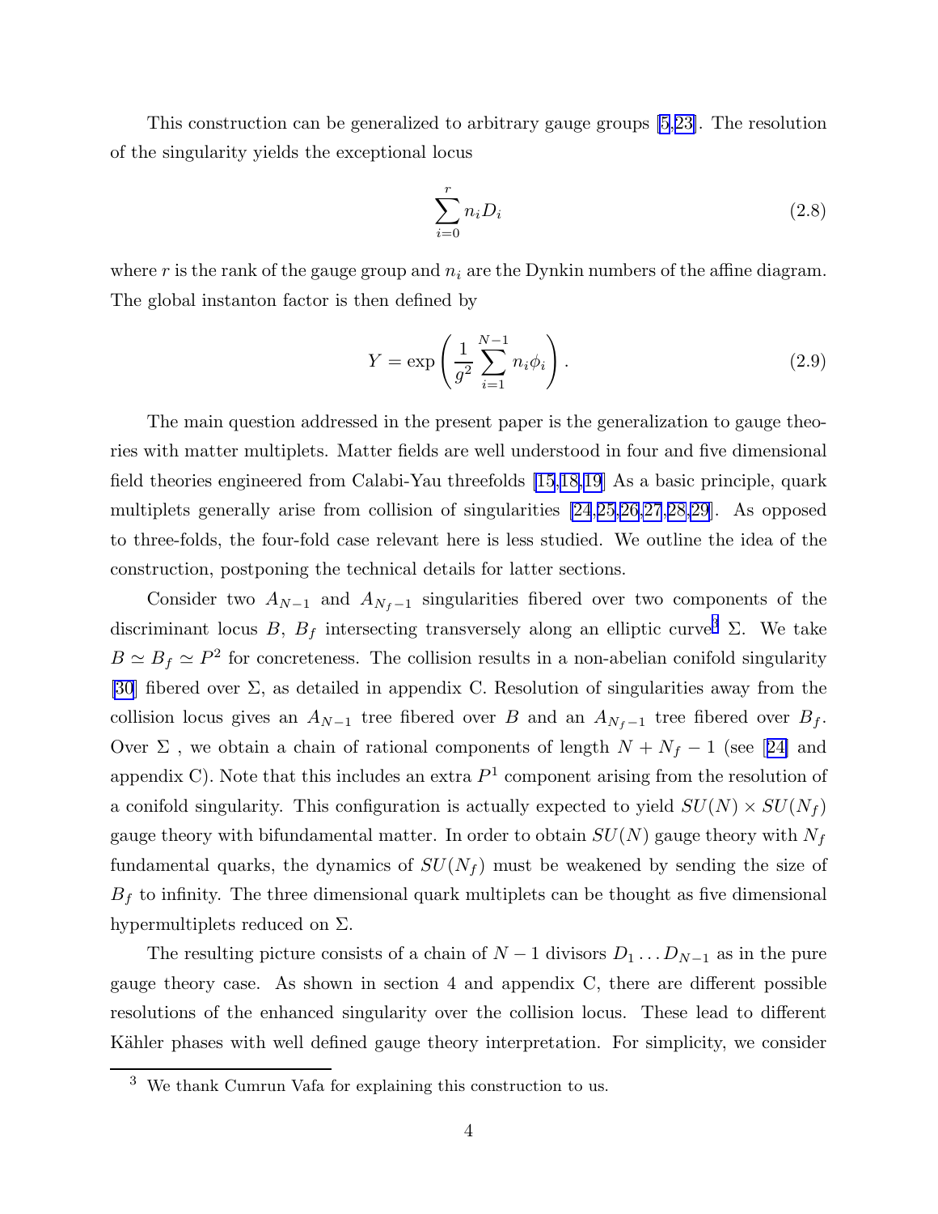This construction can be generalized to arbitrary gauge groups [5,23]. The resolution of the singularity yields the exceptional locus

$$\sum_{i=0}^{r} n_i D_i \tag{2.8}$$

where $r$ is the rank of the gauge group and $n_i$ are the Dynkin numbers of the affine diagram. The global instanton factor is then defined by

$$Y = \exp\left(\frac{1}{g^2}\sum_{i=1}^{N-1} n_i \phi_i\right). \tag{2.9}$$

The main question addressed in the present paper is the generalization to gauge theories with matter multiplets. Matter fields are well understood in four and five dimensional field theories engineered from Calabi-Yau threefolds [15,18,19] As a basic principle, quark multiplets generally arise from collision of singularities [24,25,26,27,28,29]. As opposed to three-folds, the four-fold case relevant here is less studied. We outline the idea of the construction, postponing the technical details for latter sections.

Consider two $A_{N-1}$ and $A_{N_f-1}$ singularities fibered over two components of the discriminant locus $B$, $B_f$ intersecting transversely along an elliptic curve[3] $\Sigma$. We take $B \simeq B_f \simeq P^2$ for concreteness. The collision results in a non-abelian conifold singularity [30] fibered over $\Sigma$, as detailed in appendix C. Resolution of singularities away from the collision locus gives an $A_{N-1}$ tree fibered over $B$ and an $A_{N_f-1}$ tree fibered over $B_f$. Over $\Sigma$ , we obtain a chain of rational components of length $N + N_f - 1$ (see [24] and appendix C). Note that this includes an extra $P^1$ component arising from the resolution of a conifold singularity. This configuration is actually expected to yield $SU(N) \times SU(N_f)$ gauge theory with bifundamental matter. In order to obtain $SU(N)$ gauge theory with $N_f$ fundamental quarks, the dynamics of $SU(N_f)$ must be weakened by sending the size of $B_f$ to infinity. The three dimensional quark multiplets can be thought as five dimensional hypermultiplets reduced on $\Sigma$.

The resulting picture consists of a chain of $N-1$ divisors $D_1 \dots D_{N-1}$ as in the pure gauge theory case. As shown in section 4 and appendix C, there are different possible resolutions of the enhanced singularity over the collision locus. These lead to different Kähler phases with well defined gauge theory interpretation. For simplicity, we consider

[3] We thank Cumrun Vafa for explaining this construction to us.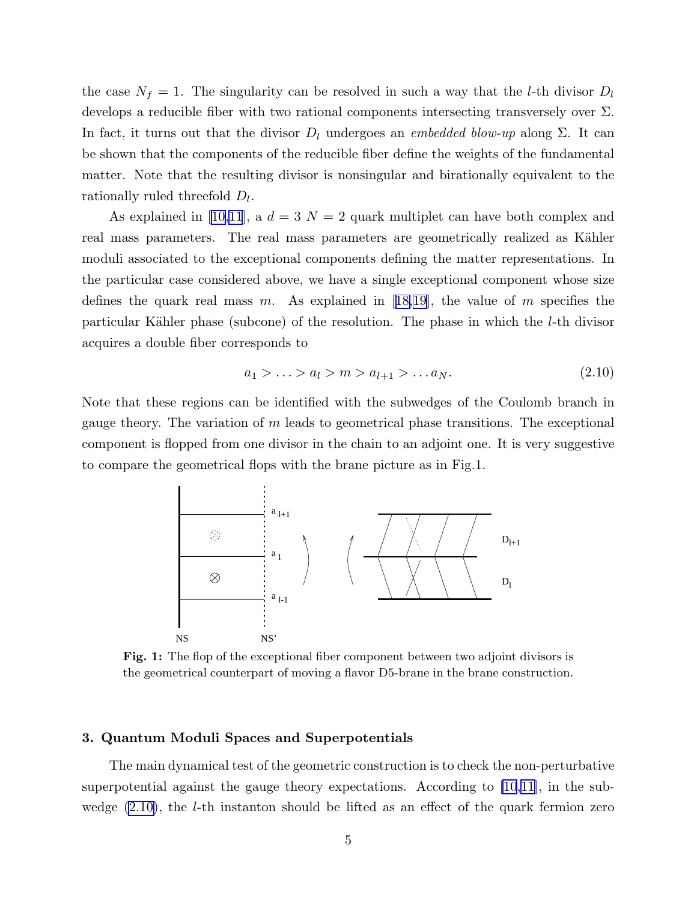the case $N_f = 1$. The singularity can be resolved in such a way that the $l$-th divisor $D_l$ develops a reducible fiber with two rational components intersecting transversely over $\Sigma$. In fact, it turns out that the divisor $D_l$ undergoes an *embedded blow-up* along $\Sigma$. It can be shown that the components of the reducible fiber define the weights of the fundamental matter. Note that the resulting divisor is nonsingular and birationally equivalent to the rationally ruled threefold $D_l$.

As explained in [10,11], a $d = 3$ $N = 2$ quark multiplet can have both complex and real mass parameters. The real mass parameters are geometrically realized as Kähler moduli associated to the exceptional components defining the matter representations. In the particular case considered above, we have a single exceptional component whose size defines the quark real mass $m$. As explained in [18,19], the value of $m$ specifies the particular Kähler phase (subcone) of the resolution. The phase in which the $l$-th divisor acquires a double fiber corresponds to

$$a_1 > \ldots > a_l > m > a_{l+1} > \ldots a_N. \tag{2.10}$$

Note that these regions can be identified with the subwedges of the Coulomb branch in gauge theory. The variation of $m$ leads to geometrical phase transitions. The exceptional component is flopped from one divisor in the chain to an adjoint one. It is very suggestive to compare the geometrical flops with the brane picture as in Fig.1.

**Fig. 1:** The flop of the exceptional fiber component between two adjoint divisors is the geometrical counterpart of moving a flavor D5-brane in the brane construction.

## 3. Quantum Moduli Spaces and Superpotentials

The main dynamical test of the geometric construction is to check the non-perturbative superpotential against the gauge theory expectations. According to [10,11], in the subwedge (2.10), the $l$-th instanton should be lifted as an effect of the quark fermion zero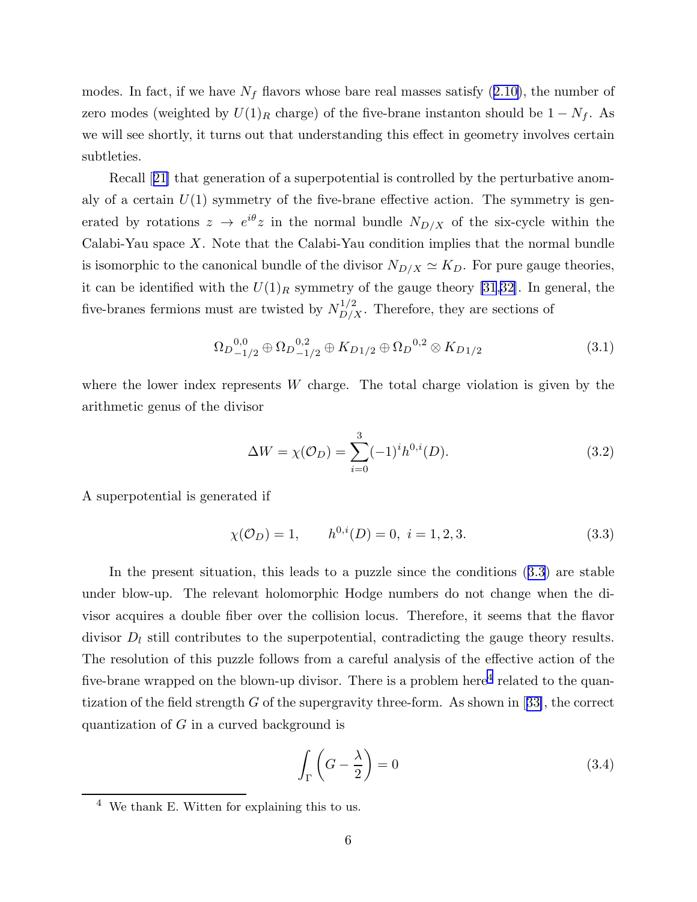modes. In fact, if we have $N_f$ flavors whose bare real masses satisfy (2.10), the number of zero modes (weighted by $U(1)_R$ charge) of the five-brane instanton should be $1 - N_f$. As we will see shortly, it turns out that understanding this effect in geometry involves certain subtleties.

Recall [21] that generation of a superpotential is controlled by the perturbative anomaly of a certain $U(1)$ symmetry of the five-brane effective action. The symmetry is generated by rotations $z \to e^{i\theta} z$ in the normal bundle $N_{D/X}$ of the six-cycle within the Calabi-Yau space $X$. Note that the Calabi-Yau condition implies that the normal bundle is isomorphic to the canonical bundle of the divisor $N_{D/X} \simeq K_D$. For pure gauge theories, it can be identified with the $U(1)_R$ symmetry of the gauge theory [31,32]. In general, the five-branes fermions must are twisted by $N_{D/X}^{1/2}$. Therefore, they are sections of

$$
{\Omega_D}^{0,0}_{-1/2} \oplus {\Omega_D}^{0,2}_{-1/2} \oplus K_{D1/2} \oplus {\Omega_D}^{0,2} \otimes K_{D1/2} \tag{3.1}
$$

where the lower index represents $W$ charge. The total charge violation is given by the arithmetic genus of the divisor

$$
\Delta W = \chi(\mathcal{O}_D) = \sum_{i=0}^{3} (-1)^i h^{0,i}(D). \tag{3.2}
$$

A superpotential is generated if

$$
\chi(\mathcal{O}_D) = 1, \qquad h^{0,i}(D) = 0,\ i = 1, 2, 3. \tag{3.3}
$$

In the present situation, this leads to a puzzle since the conditions (3.3) are stable under blow-up. The relevant holomorphic Hodge numbers do not change when the divisor acquires a double fiber over the collision locus. Therefore, it seems that the flavor divisor $D_l$ still contributes to the superpotential, contradicting the gauge theory results. The resolution of this puzzle follows from a careful analysis of the effective action of the five-brane wrapped on the blown-up divisor. There is a problem here[4] related to the quantization of the field strength $G$ of the supergravity three-form. As shown in [33], the correct quantization of $G$ in a curved background is

$$
\int_\Gamma \left( G - \frac{\lambda}{2} \right) = 0 \tag{3.4}
$$

[4] We thank E. Witten for explaining this to us.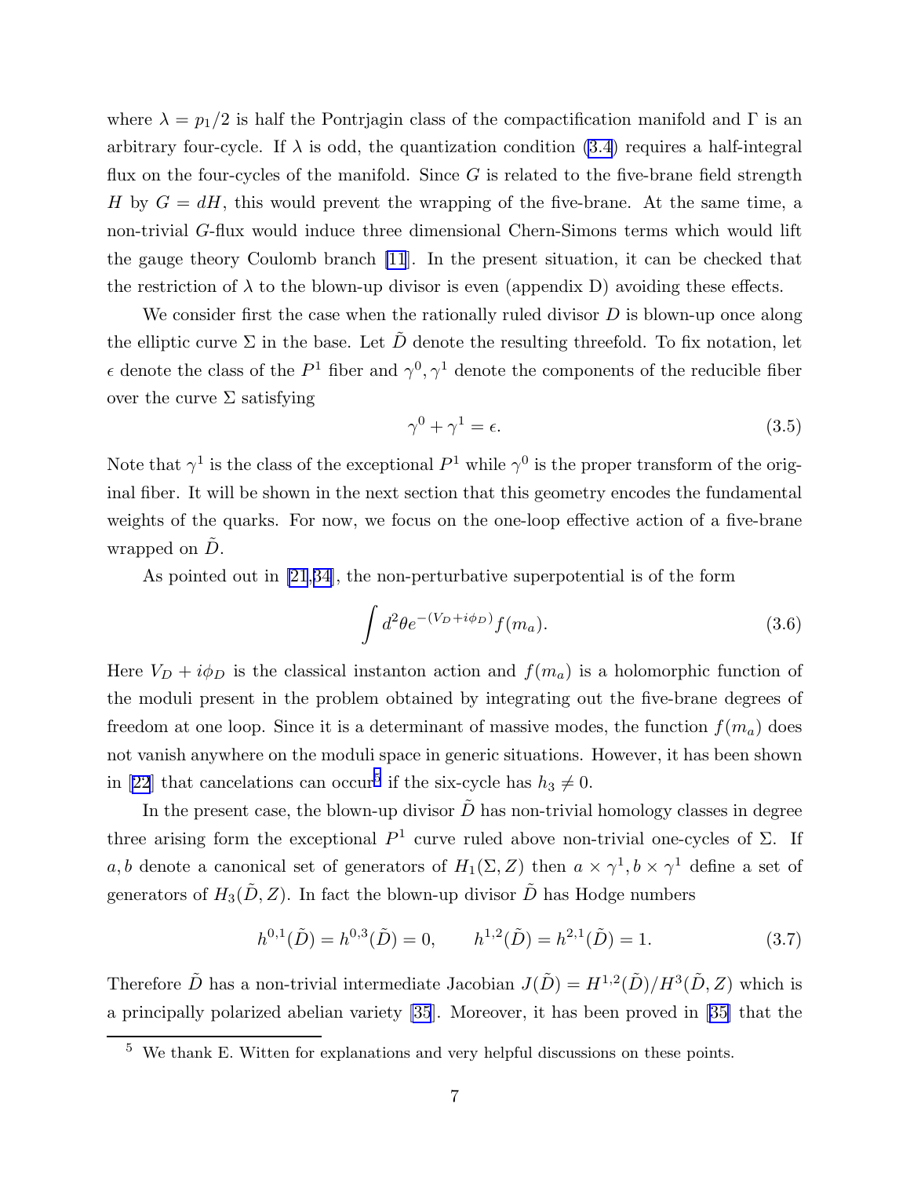where $\lambda = p_1/2$ is half the Pontrjagin class of the compactification manifold and $\Gamma$ is an arbitrary four-cycle. If $\lambda$ is odd, the quantization condition (3.4) requires a half-integral flux on the four-cycles of the manifold. Since $G$ is related to the five-brane field strength $H$ by $G = dH$, this would prevent the wrapping of the five-brane. At the same time, a non-trivial $G$-flux would induce three dimensional Chern-Simons terms which would lift the gauge theory Coulomb branch [11]. In the present situation, it can be checked that the restriction of $\lambda$ to the blown-up divisor is even (appendix D) avoiding these effects.

We consider first the case when the rationally ruled divisor $D$ is blown-up once along the elliptic curve $\Sigma$ in the base. Let $\tilde{D}$ denote the resulting threefold. To fix notation, let $\epsilon$ denote the class of the $P^1$ fiber and $\gamma^0, \gamma^1$ denote the components of the reducible fiber over the curve $\Sigma$ satisfying

$$\gamma^0 + \gamma^1 = \epsilon. \tag{3.5}$$

Note that $\gamma^1$ is the class of the exceptional $P^1$ while $\gamma^0$ is the proper transform of the original fiber. It will be shown in the next section that this geometry encodes the fundamental weights of the quarks. For now, we focus on the one-loop effective action of a five-brane wrapped on $\tilde{D}$.

As pointed out in [21,34], the non-perturbative superpotential is of the form

$$\int d^2\theta e^{-(V_D + i\phi_D)} f(m_a). \tag{3.6}$$

Here $V_D + i\phi_D$ is the classical instanton action and $f(m_a)$ is a holomorphic function of the moduli present in the problem obtained by integrating out the five-brane degrees of freedom at one loop. Since it is a determinant of massive modes, the function $f(m_a)$ does not vanish anywhere on the moduli space in generic situations. However, it has been shown in [22] that cancelations can occur[5] if the six-cycle has $h_3 \neq 0$.

In the present case, the blown-up divisor $\tilde{D}$ has non-trivial homology classes in degree three arising form the exceptional $P^1$ curve ruled above non-trivial one-cycles of $\Sigma$. If $a, b$ denote a canonical set of generators of $H_1(\Sigma, Z)$ then $a \times \gamma^1, b \times \gamma^1$ define a set of generators of $H_3(\tilde{D}, Z)$. In fact the blown-up divisor $\tilde{D}$ has Hodge numbers

$$h^{0,1}(\tilde{D}) = h^{0,3}(\tilde{D}) = 0, \qquad h^{1,2}(\tilde{D}) = h^{2,1}(\tilde{D}) = 1. \tag{3.7}$$

Therefore $\tilde{D}$ has a non-trivial intermediate Jacobian $J(\tilde{D}) = H^{1,2}(\tilde{D})/H^3(\tilde{D}, Z)$ which is a principally polarized abelian variety [35]. Moreover, it has been proved in [35] that the

[5] We thank E. Witten for explanations and very helpful discussions on these points.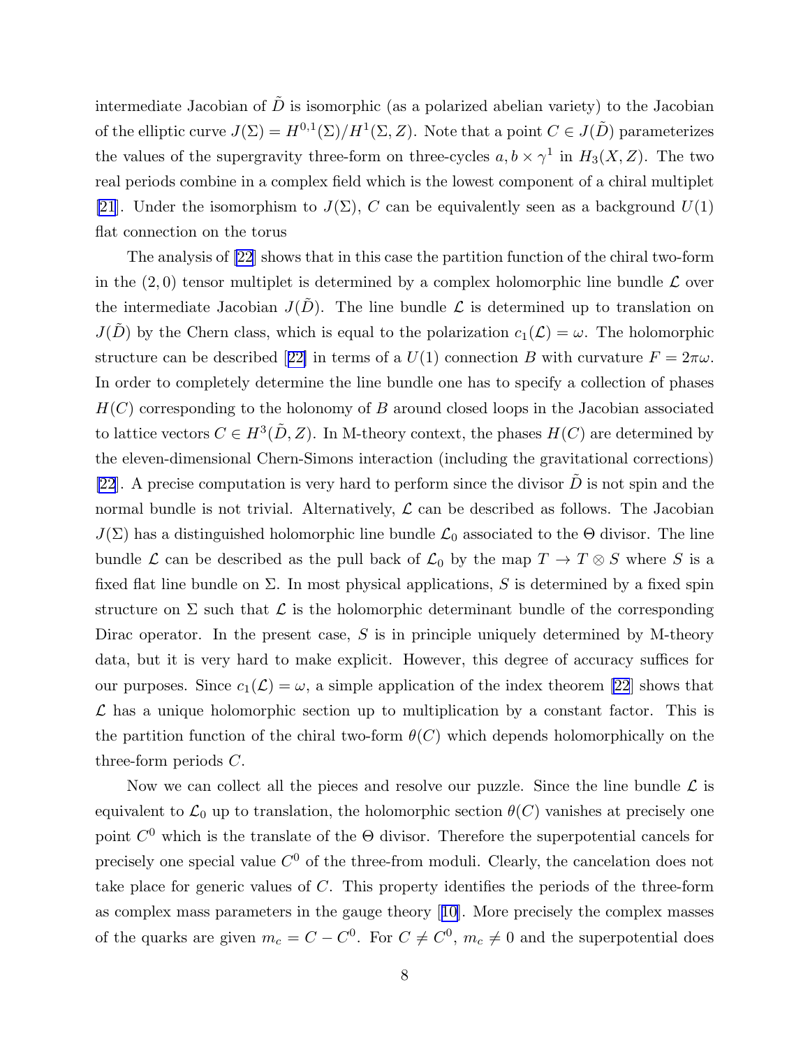intermediate Jacobian of $\tilde{D}$ is isomorphic (as a polarized abelian variety) to the Jacobian of the elliptic curve $J(\Sigma) = H^{0,1}(\Sigma)/H^1(\Sigma, Z)$. Note that a point $C \in J(\tilde{D})$ parameterizes the values of the supergravity three-form on three-cycles $a, b \times \gamma^1$ in $H_3(X, Z)$. The two real periods combine in a complex field which is the lowest component of a chiral multiplet [21]. Under the isomorphism to $J(\Sigma)$, $C$ can be equivalently seen as a background $U(1)$ flat connection on the torus

The analysis of [22] shows that in this case the partition function of the chiral two-form in the $(2,0)$ tensor multiplet is determined by a complex holomorphic line bundle $\mathcal{L}$ over the intermediate Jacobian $J(\tilde{D})$. The line bundle $\mathcal{L}$ is determined up to translation on $J(\tilde{D})$ by the Chern class, which is equal to the polarization $c_1(\mathcal{L}) = \omega$. The holomorphic structure can be described [22] in terms of a $U(1)$ connection $B$ with curvature $F = 2\pi\omega$. In order to completely determine the line bundle one has to specify a collection of phases $H(C)$ corresponding to the holonomy of $B$ around closed loops in the Jacobian associated to lattice vectors $C \in H^3(\tilde{D}, Z)$. In M-theory context, the phases $H(C)$ are determined by the eleven-dimensional Chern-Simons interaction (including the gravitational corrections) [22]. A precise computation is very hard to perform since the divisor $\tilde{D}$ is not spin and the normal bundle is not trivial. Alternatively, $\mathcal{L}$ can be described as follows. The Jacobian $J(\Sigma)$ has a distinguished holomorphic line bundle $\mathcal{L}_0$ associated to the $\Theta$ divisor. The line bundle $\mathcal{L}$ can be described as the pull back of $\mathcal{L}_0$ by the map $T \to T \otimes S$ where $S$ is a fixed flat line bundle on $\Sigma$. In most physical applications, $S$ is determined by a fixed spin structure on $\Sigma$ such that $\mathcal{L}$ is the holomorphic determinant bundle of the corresponding Dirac operator. In the present case, $S$ is in principle uniquely determined by M-theory data, but it is very hard to make explicit. However, this degree of accuracy suffices for our purposes. Since $c_1(\mathcal{L}) = \omega$, a simple application of the index theorem [22] shows that $\mathcal{L}$ has a unique holomorphic section up to multiplication by a constant factor. This is the partition function of the chiral two-form $\theta(C)$ which depends holomorphically on the three-form periods $C$.

Now we can collect all the pieces and resolve our puzzle. Since the line bundle $\mathcal{L}$ is equivalent to $\mathcal{L}_0$ up to translation, the holomorphic section $\theta(C)$ vanishes at precisely one point $C^0$ which is the translate of the $\Theta$ divisor. Therefore the superpotential cancels for precisely one special value $C^0$ of the three-from moduli. Clearly, the cancelation does not take place for generic values of $C$. This property identifies the periods of the three-form as complex mass parameters in the gauge theory [10]. More precisely the complex masses of the quarks are given $m_c = C - C^0$. For $C \neq C^0$, $m_c \neq 0$ and the superpotential does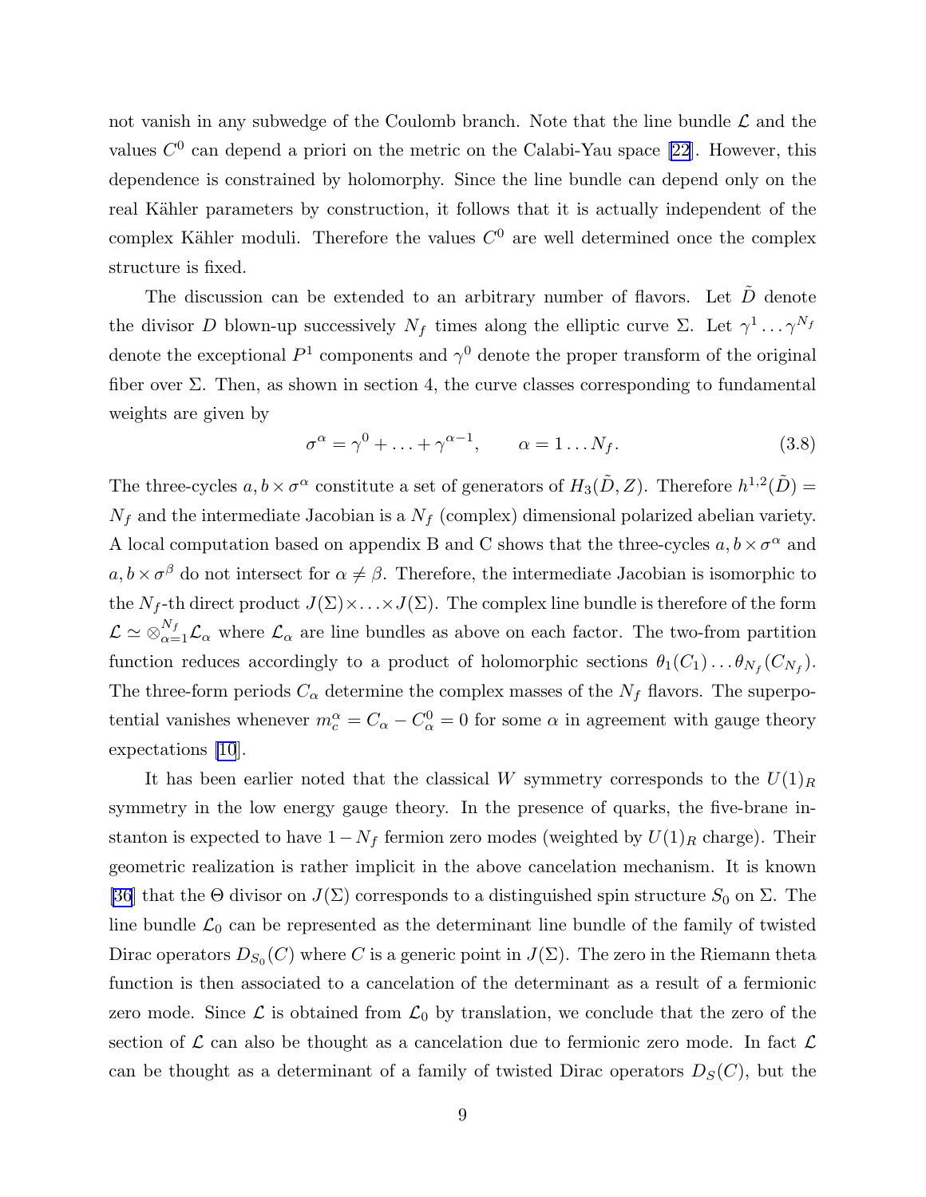not vanish in any subwedge of the Coulomb branch. Note that the line bundle $\mathcal{L}$ and the values $C^0$ can depend a priori on the metric on the Calabi-Yau space [22]. However, this dependence is constrained by holomorphy. Since the line bundle can depend only on the real Kähler parameters by construction, it follows that it is actually independent of the complex Kähler moduli. Therefore the values $C^0$ are well determined once the complex structure is fixed.

The discussion can be extended to an arbitrary number of flavors. Let $\tilde{D}$ denote the divisor $D$ blown-up successively $N_f$ times along the elliptic curve $\Sigma$. Let $\gamma^1 \ldots \gamma^{N_f}$ denote the exceptional $P^1$ components and $\gamma^0$ denote the proper transform of the original fiber over $\Sigma$. Then, as shown in section 4, the curve classes corresponding to fundamental weights are given by

$$\sigma^\alpha = \gamma^0 + \ldots + \gamma^{\alpha-1}, \qquad \alpha = 1 \ldots N_f. \tag{3.8}$$

The three-cycles $a, b \times \sigma^\alpha$ constitute a set of generators of $H_3(\tilde{D}, Z)$. Therefore $h^{1,2}(\tilde{D}) = N_f$ and the intermediate Jacobian is a $N_f$ (complex) dimensional polarized abelian variety. A local computation based on appendix B and C shows that the three-cycles $a, b \times \sigma^\alpha$ and $a, b \times \sigma^\beta$ do not intersect for $\alpha \neq \beta$. Therefore, the intermediate Jacobian is isomorphic to the $N_f$-th direct product $J(\Sigma) \times \ldots \times J(\Sigma)$. The complex line bundle is therefore of the form $\mathcal{L} \simeq \otimes_{\alpha=1}^{N_f} \mathcal{L}_\alpha$ where $\mathcal{L}_\alpha$ are line bundles as above on each factor. The two-from partition function reduces accordingly to a product of holomorphic sections $\theta_1(C_1) \ldots \theta_{N_f}(C_{N_f})$. The three-form periods $C_\alpha$ determine the complex masses of the $N_f$ flavors. The superpotential vanishes whenever $m_c^\alpha = C_\alpha - C_\alpha^0 = 0$ for some $\alpha$ in agreement with gauge theory expectations [10].

It has been earlier noted that the classical $W$ symmetry corresponds to the $U(1)_R$ symmetry in the low energy gauge theory. In the presence of quarks, the five-brane instanton is expected to have $1 - N_f$ fermion zero modes (weighted by $U(1)_R$ charge). Their geometric realization is rather implicit in the above cancelation mechanism. It is known [36] that the $\Theta$ divisor on $J(\Sigma)$ corresponds to a distinguished spin structure $S_0$ on $\Sigma$. The line bundle $\mathcal{L}_0$ can be represented as the determinant line bundle of the family of twisted Dirac operators $D_{S_0}(C)$ where $C$ is a generic point in $J(\Sigma)$. The zero in the Riemann theta function is then associated to a cancelation of the determinant as a result of a fermionic zero mode. Since $\mathcal{L}$ is obtained from $\mathcal{L}_0$ by translation, we conclude that the zero of the section of $\mathcal{L}$ can also be thought as a cancelation due to fermionic zero mode. In fact $\mathcal{L}$ can be thought as a determinant of a family of twisted Dirac operators $D_S(C)$, but the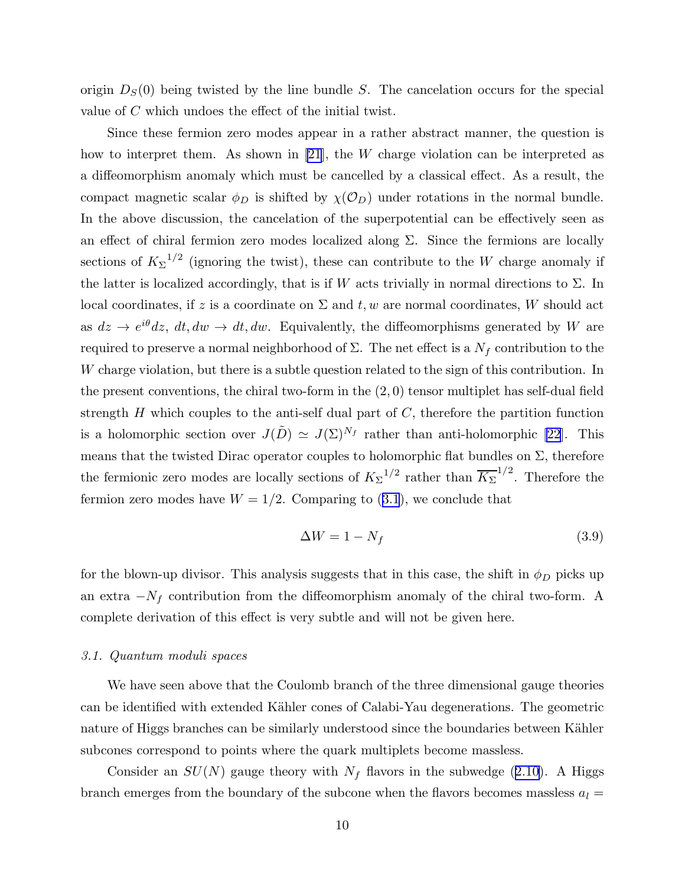origin $D_S(0)$ being twisted by the line bundle $S$. The cancelation occurs for the special value of $C$ which undoes the effect of the initial twist.

Since these fermion zero modes appear in a rather abstract manner, the question is how to interpret them. As shown in [21], the $W$ charge violation can be interpreted as a diffeomorphism anomaly which must be cancelled by a classical effect. As a result, the compact magnetic scalar $\phi_D$ is shifted by $\chi(\mathcal{O}_D)$ under rotations in the normal bundle. In the above discussion, the cancelation of the superpotential can be effectively seen as an effect of chiral fermion zero modes localized along $\Sigma$. Since the fermions are locally sections of ${K_\Sigma}^{1/2}$ (ignoring the twist), these can contribute to the $W$ charge anomaly if the latter is localized accordingly, that is if $W$ acts trivially in normal directions to $\Sigma$. In local coordinates, if $z$ is a coordinate on $\Sigma$ and $t, w$ are normal coordinates, $W$ should act as $dz \to e^{i\theta}dz$, $dt, dw \to dt, dw$. Equivalently, the diffeomorphisms generated by $W$ are required to preserve a normal neighborhood of $\Sigma$. The net effect is a $N_f$ contribution to the $W$ charge violation, but there is a subtle question related to the sign of this contribution. In the present conventions, the chiral two-form in the $(2,0)$ tensor multiplet has self-dual field strength $H$ which couples to the anti-self dual part of $C$, therefore the partition function is a holomorphic section over $J(\tilde{D}) \simeq J(\Sigma)^{N_f}$ rather than anti-holomorphic [22]. This means that the twisted Dirac operator couples to holomorphic flat bundles on $\Sigma$, therefore the fermionic zero modes are locally sections of ${K_\Sigma}^{1/2}$ rather than ${\overline{K_\Sigma}}^{1/2}$. Therefore the fermion zero modes have $W = 1/2$. Comparing to (3.1), we conclude that

$$\Delta W = 1 - N_f \tag{3.9}$$

for the blown-up divisor. This analysis suggests that in this case, the shift in $\phi_D$ picks up an extra $-N_f$ contribution from the diffeomorphism anomaly of the chiral two-form. A complete derivation of this effect is very subtle and will not be given here.

### *3.1. Quantum moduli spaces*

We have seen above that the Coulomb branch of the three dimensional gauge theories can be identified with extended Kähler cones of Calabi-Yau degenerations. The geometric nature of Higgs branches can be similarly understood since the boundaries between Kähler subcones correspond to points where the quark multiplets become massless.

Consider an $SU(N)$ gauge theory with $N_f$ flavors in the subwedge (2.10). A Higgs branch emerges from the boundary of the subcone when the flavors becomes massless $a_l =$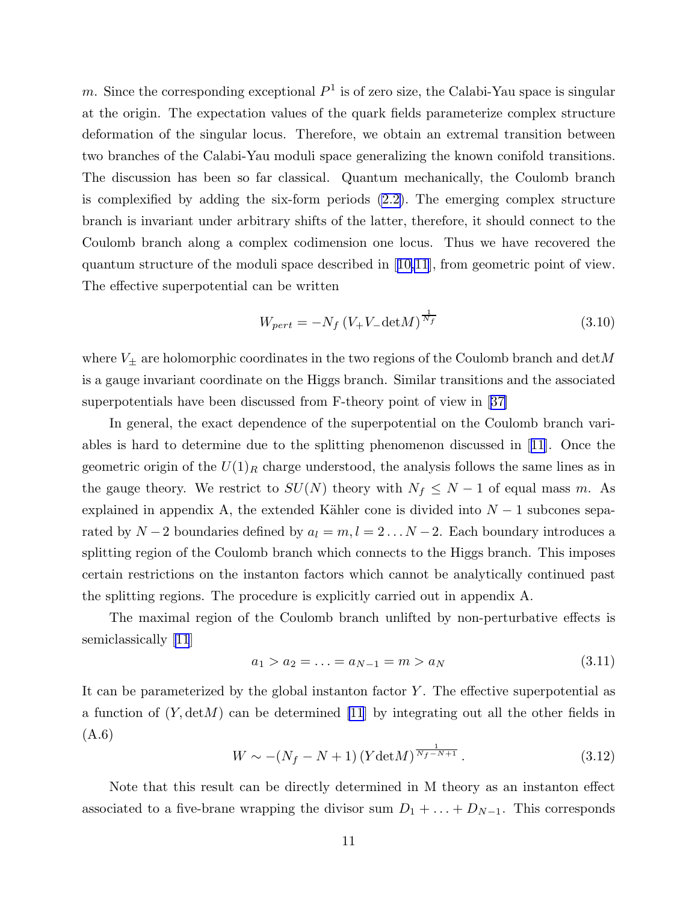$m$. Since the corresponding exceptional $P^1$ is of zero size, the Calabi-Yau space is singular at the origin. The expectation values of the quark fields parameterize complex structure deformation of the singular locus. Therefore, we obtain an extremal transition between two branches of the Calabi-Yau moduli space generalizing the known conifold transitions. The discussion has been so far classical. Quantum mechanically, the Coulomb branch is complexified by adding the six-form periods (2.2). The emerging complex structure branch is invariant under arbitrary shifts of the latter, therefore, it should connect to the Coulomb branch along a complex codimension one locus. Thus we have recovered the quantum structure of the moduli space described in [10,11], from geometric point of view. The effective superpotential can be written

$$W_{pert} = -N_f \left(V_+ V_- \mathrm{det}M\right)^{\frac{1}{N_f}} \tag{3.10}$$

where $V_\pm$ are holomorphic coordinates in the two regions of the Coulomb branch and $\mathrm{det}M$ is a gauge invariant coordinate on the Higgs branch. Similar transitions and the associated superpotentials have been discussed from F-theory point of view in [37]

In general, the exact dependence of the superpotential on the Coulomb branch variables is hard to determine due to the splitting phenomenon discussed in [11]. Once the geometric origin of the $U(1)_R$ charge understood, the analysis follows the same lines as in the gauge theory. We restrict to $SU(N)$ theory with $N_f \leq N-1$ of equal mass $m$. As explained in appendix A, the extended Kähler cone is divided into $N-1$ subcones separated by $N-2$ boundaries defined by $a_l = m, l = 2 \ldots N-2$. Each boundary introduces a splitting region of the Coulomb branch which connects to the Higgs branch. This imposes certain restrictions on the instanton factors which cannot be analytically continued past the splitting regions. The procedure is explicitly carried out in appendix A.

The maximal region of the Coulomb branch unlifted by non-perturbative effects is semiclassically [11]

$$a_1 > a_2 = \ldots = a_{N-1} = m > a_N \tag{3.11}$$

It can be parameterized by the global instanton factor $Y$. The effective superpotential as a function of $(Y, \mathrm{det}M)$ can be determined [11] by integrating out all the other fields in (A.6)

$$W \sim -(N_f - N + 1) \left(Y \mathrm{det}M\right)^{\frac{1}{N_f - N + 1}}. \tag{3.12}$$

Note that this result can be directly determined in M theory as an instanton effect associated to a five-brane wrapping the divisor sum $D_1 + \ldots + D_{N-1}$. This corresponds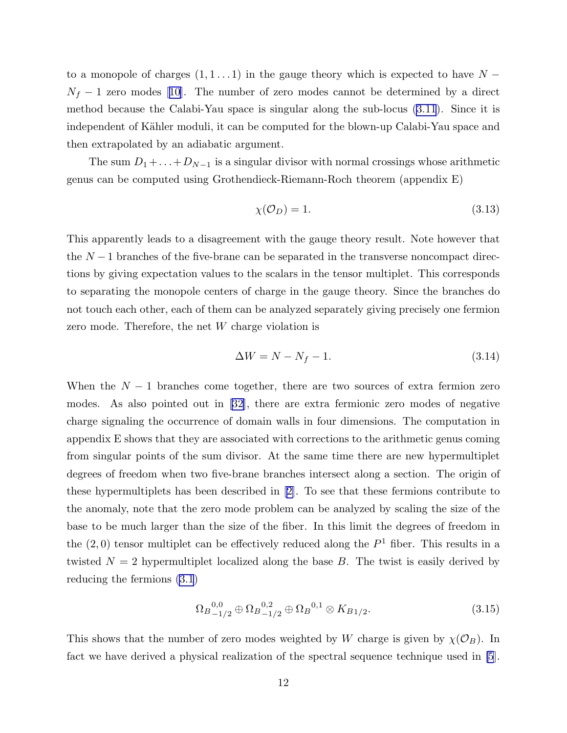to a monopole of charges $(1,1\dots 1)$ in the gauge theory which is expected to have $N - N_f - 1$ zero modes [10]. The number of zero modes cannot be determined by a direct method because the Calabi-Yau space is singular along the sub-locus (3.11). Since it is independent of Kähler moduli, it can be computed for the blown-up Calabi-Yau space and then extrapolated by an adiabatic argument.

The sum $D_1 + \dots + D_{N-1}$ is a singular divisor with normal crossings whose arithmetic genus can be computed using Grothendieck-Riemann-Roch theorem (appendix E)

$$\chi(\mathcal{O}_D) = 1. \tag{3.13}$$

This apparently leads to a disagreement with the gauge theory result. Note however that the $N-1$ branches of the five-brane can be separated in the transverse noncompact directions by giving expectation values to the scalars in the tensor multiplet. This corresponds to separating the monopole centers of charge in the gauge theory. Since the branches do not touch each other, each of them can be analyzed separately giving precisely one fermion zero mode. Therefore, the net $W$ charge violation is

$$\Delta W = N - N_f - 1. \tag{3.14}$$

When the $N-1$ branches come together, there are two sources of extra fermion zero modes. As also pointed out in [32], there are extra fermionic zero modes of negative charge signaling the occurrence of domain walls in four dimensions. The computation in appendix E shows that they are associated with corrections to the arithmetic genus coming from singular points of the sum divisor. At the same time there are new hypermultiplet degrees of freedom when two five-brane branches intersect along a section. The origin of these hypermultiplets has been described in [2]. To see that these fermions contribute to the anomaly, note that the zero mode problem can be analyzed by scaling the size of the base to be much larger than the size of the fiber. In this limit the degrees of freedom in the $(2,0)$ tensor multiplet can be effectively reduced along the $P^1$ fiber. This results in a twisted $N=2$ hypermultiplet localized along the base $B$. The twist is easily derived by reducing the fermions (3.1)

$${\Omega_B}^{0,0}_{-1/2} \oplus {\Omega_B}^{0,2}_{-1/2} \oplus {\Omega_B}^{0,1} \otimes K_{B\,1/2}. \tag{3.15}$$

This shows that the number of zero modes weighted by $W$ charge is given by $\chi(\mathcal{O}_B)$. In fact we have derived a physical realization of the spectral sequence technique used in [5].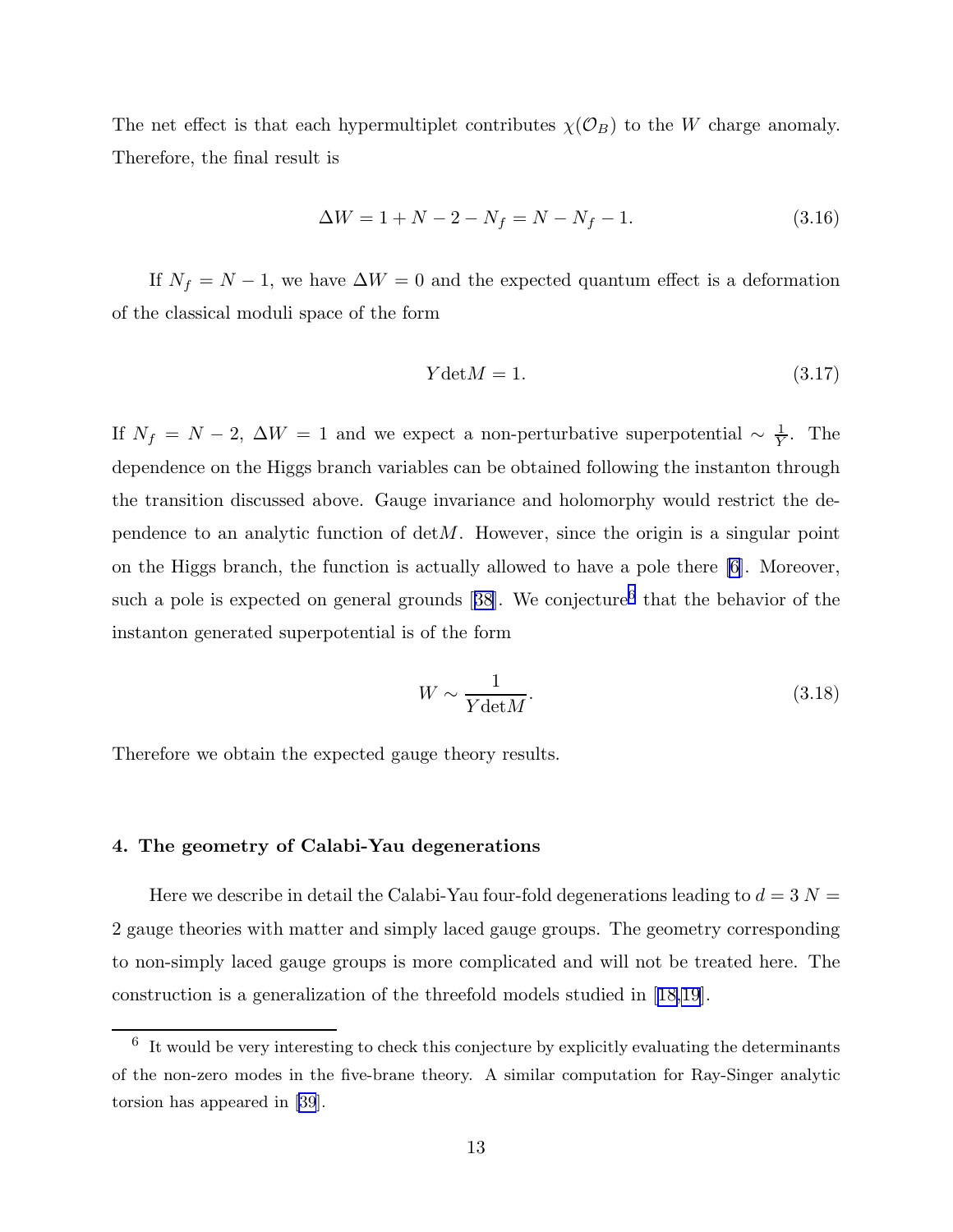The net effect is that each hypermultiplet contributes $\chi(\mathcal{O}_B)$ to the $W$ charge anomaly. Therefore, the final result is

$$\Delta W = 1 + N - 2 - N_f = N - N_f - 1. \tag{3.16}$$

If $N_f = N-1$, we have $\Delta W = 0$ and the expected quantum effect is a deformation of the classical moduli space of the form

$$Y \det M = 1. \tag{3.17}$$

If $N_f = N-2$, $\Delta W = 1$ and we expect a non-perturbative superpotential $\sim \frac{1}{Y}$. The dependence on the Higgs branch variables can be obtained following the instanton through the transition discussed above. Gauge invariance and holomorphy would restrict the dependence to an analytic function of $\det M$. However, since the origin is a singular point on the Higgs branch, the function is actually allowed to have a pole there [6]. Moreover, such a pole is expected on general grounds [38]. We conjecture[6] that the behavior of the instanton generated superpotential is of the form

$$W \sim \frac{1}{Y \det M}. \tag{3.18}$$

Therefore we obtain the expected gauge theory results.

## 4. The geometry of Calabi-Yau degenerations

Here we describe in detail the Calabi-Yau four-fold degenerations leading to $d=3$ $N=2$ gauge theories with matter and simply laced gauge groups. The geometry corresponding to non-simply laced gauge groups is more complicated and will not be treated here. The construction is a generalization of the threefold models studied in [18,19].

---

[6] It would be very interesting to check this conjecture by explicitly evaluating the determinants of the non-zero modes in the five-brane theory. A similar computation for Ray-Singer analytic torsion has appeared in [39].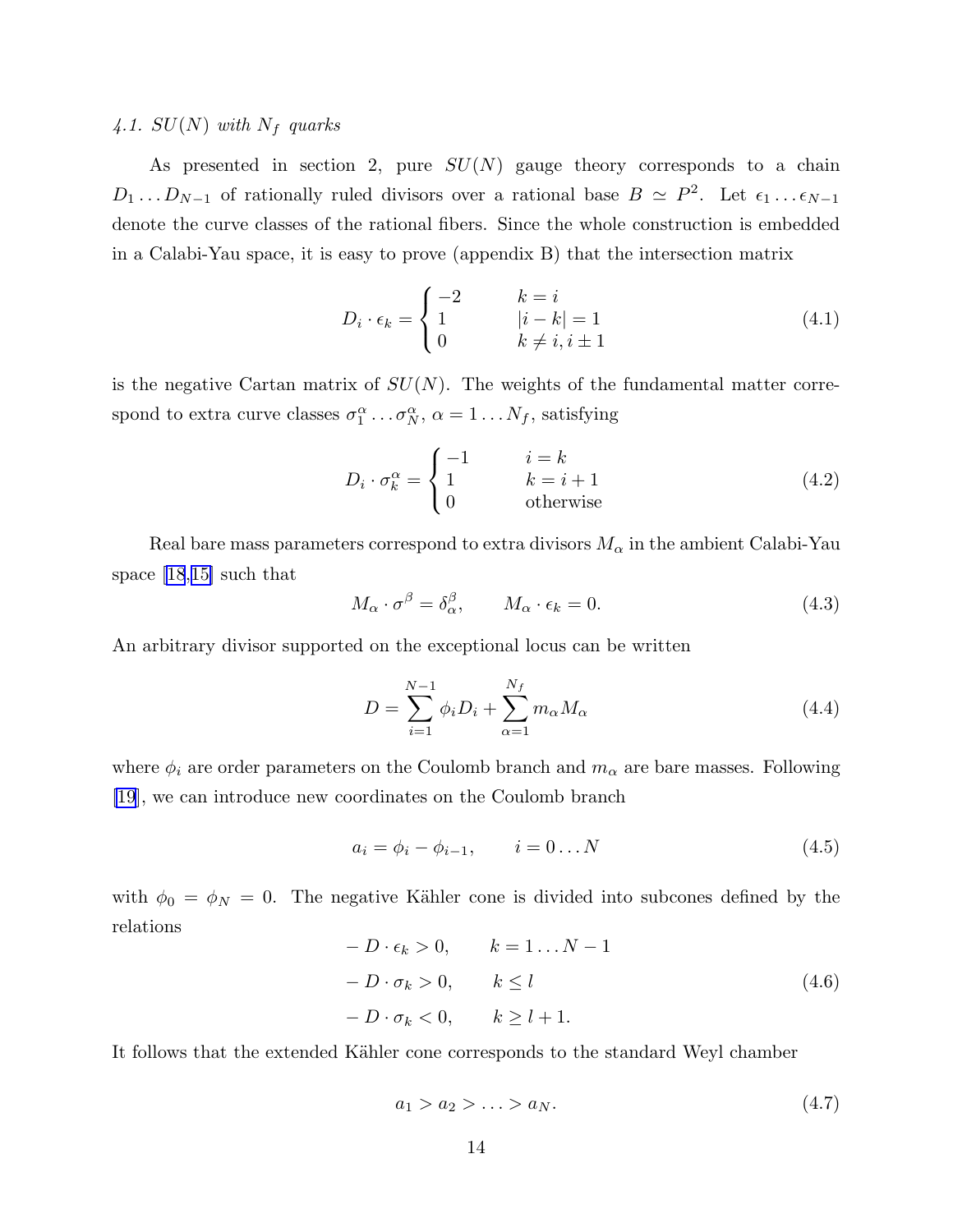### *4.1. SU(N) with $N_f$ quarks*

As presented in section 2, pure $SU(N)$ gauge theory corresponds to a chain $D_1 \ldots D_{N-1}$ of rationally ruled divisors over a rational base $B \simeq P^2$. Let $\epsilon_1 \ldots \epsilon_{N-1}$ denote the curve classes of the rational fibers. Since the whole construction is embedded in a Calabi-Yau space, it is easy to prove (appendix B) that the intersection matrix

$$D_i \cdot \epsilon_k = \begin{cases} -2 & k = i \\ 1 & |i-k| = 1 \\ 0 & k \neq i, i \pm 1 \end{cases} \tag{4.1}$$

is the negative Cartan matrix of $SU(N)$. The weights of the fundamental matter correspond to extra curve classes $\sigma_1^\alpha \ldots \sigma_N^\alpha$, $\alpha = 1 \ldots N_f$, satisfying

$$D_i \cdot \sigma_k^\alpha = \begin{cases} -1 & i = k \\ 1 & k = i+1 \\ 0 & \text{otherwise} \end{cases} \tag{4.2}$$

Real bare mass parameters correspond to extra divisors $M_\alpha$ in the ambient Calabi-Yau space [18,15] such that

$$M_\alpha \cdot \sigma^\beta = \delta_\alpha^\beta, \qquad M_\alpha \cdot \epsilon_k = 0. \tag{4.3}$$

An arbitrary divisor supported on the exceptional locus can be written

$$D = \sum_{i=1}^{N-1} \phi_i D_i + \sum_{\alpha=1}^{N_f} m_\alpha M_\alpha \tag{4.4}$$

where $\phi_i$ are order parameters on the Coulomb branch and $m_\alpha$ are bare masses. Following [19], we can introduce new coordinates on the Coulomb branch

$$a_i = \phi_i - \phi_{i-1}, \qquad i = 0 \ldots N \tag{4.5}$$

with $\phi_0 = \phi_N = 0$. The negative Kähler cone is divided into subcones defined by the relations

$$\begin{aligned} &-D \cdot \epsilon_k > 0, \qquad k = 1 \ldots N-1 \\ &-D \cdot \sigma_k > 0, \qquad k \leq l \\ &-D \cdot \sigma_k < 0, \qquad k \geq l+1. \end{aligned} \tag{4.6}$$

It follows that the extended Kähler cone corresponds to the standard Weyl chamber

$$a_1 > a_2 > \ldots > a_N. \tag{4.7}$$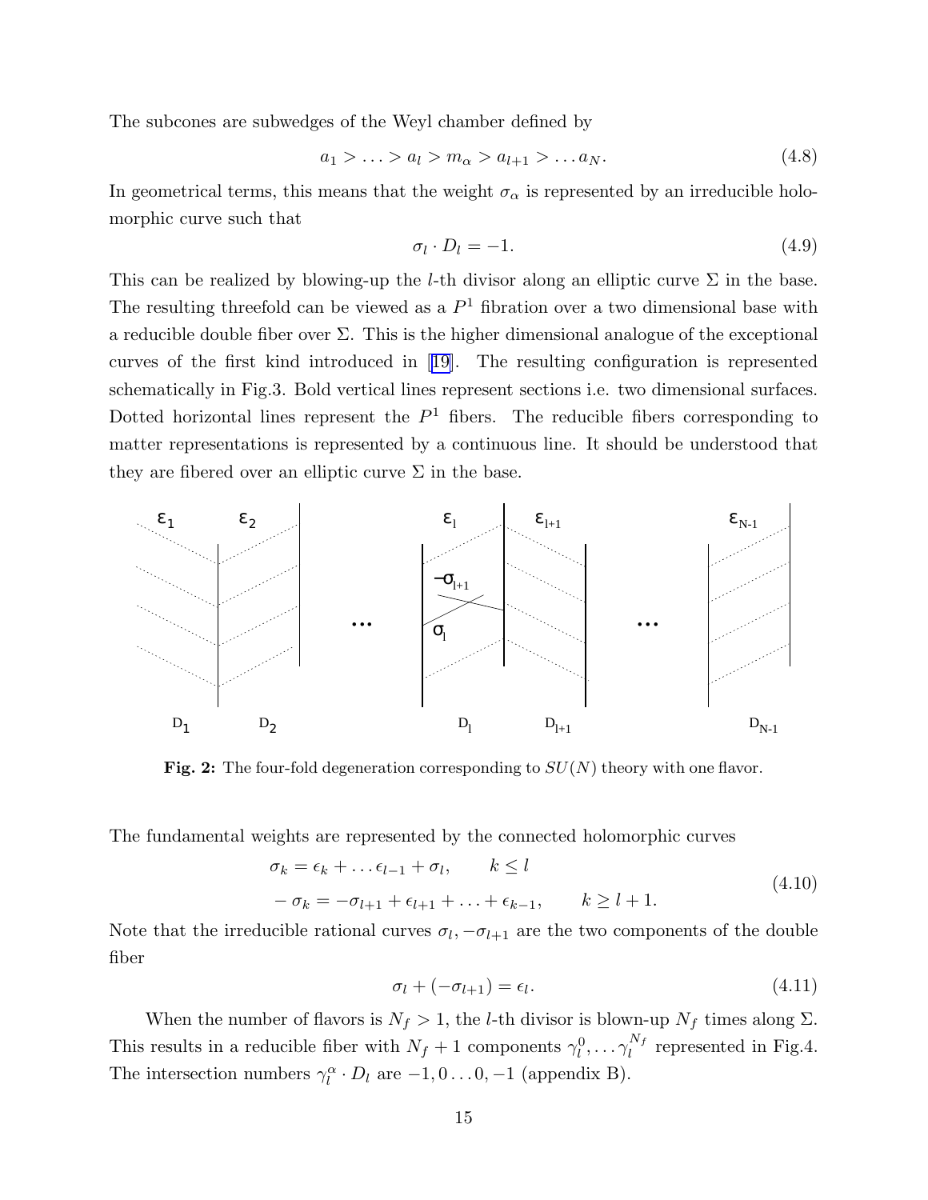The subcones are subwedges of the Weyl chamber defined by

$$a_1 > \ldots > a_l > m_\alpha > a_{l+1} > \ldots a_N. \tag{4.8}$$

In geometrical terms, this means that the weight $\sigma_\alpha$ is represented by an irreducible holomorphic curve such that

$$\sigma_l \cdot D_l = -1. \tag{4.9}$$

This can be realized by blowing-up the $l$-th divisor along an elliptic curve $\Sigma$ in the base. The resulting threefold can be viewed as a $P^1$ fibration over a two dimensional base with a reducible double fiber over $\Sigma$. This is the higher dimensional analogue of the exceptional curves of the first kind introduced in [19]. The resulting configuration is represented schematically in Fig.3. Bold vertical lines represent sections i.e. two dimensional surfaces. Dotted horizontal lines represent the $P^1$ fibers. The reducible fibers corresponding to matter representations is represented by a continuous line. It should be understood that they are fibered over an elliptic curve $\Sigma$ in the base.

**Fig. 2:** The four-fold degeneration corresponding to $SU(N)$ theory with one flavor.

The fundamental weights are represented by the connected holomorphic curves

$$\begin{aligned} \sigma_k &= \epsilon_k + \ldots \epsilon_{l-1} + \sigma_l, \qquad k \leq l \\ -\sigma_k &= -\sigma_{l+1} + \epsilon_{l+1} + \ldots + \epsilon_{k-1}, \qquad k \geq l+1. \end{aligned} \tag{4.10}$$

Note that the irreducible rational curves $\sigma_l, -\sigma_{l+1}$ are the two components of the double fiber

$$\sigma_l + (-\sigma_{l+1}) = \epsilon_l. \tag{4.11}$$

When the number of flavors is $N_f > 1$, the $l$-th divisor is blown-up $N_f$ times along $\Sigma$. This results in a reducible fiber with $N_f + 1$ components $\gamma_l^0, \ldots \gamma_l^{N_f}$ represented in Fig.4. The intersection numbers $\gamma_l^\alpha \cdot D_l$ are $-1, 0 \ldots 0, -1$ (appendix B).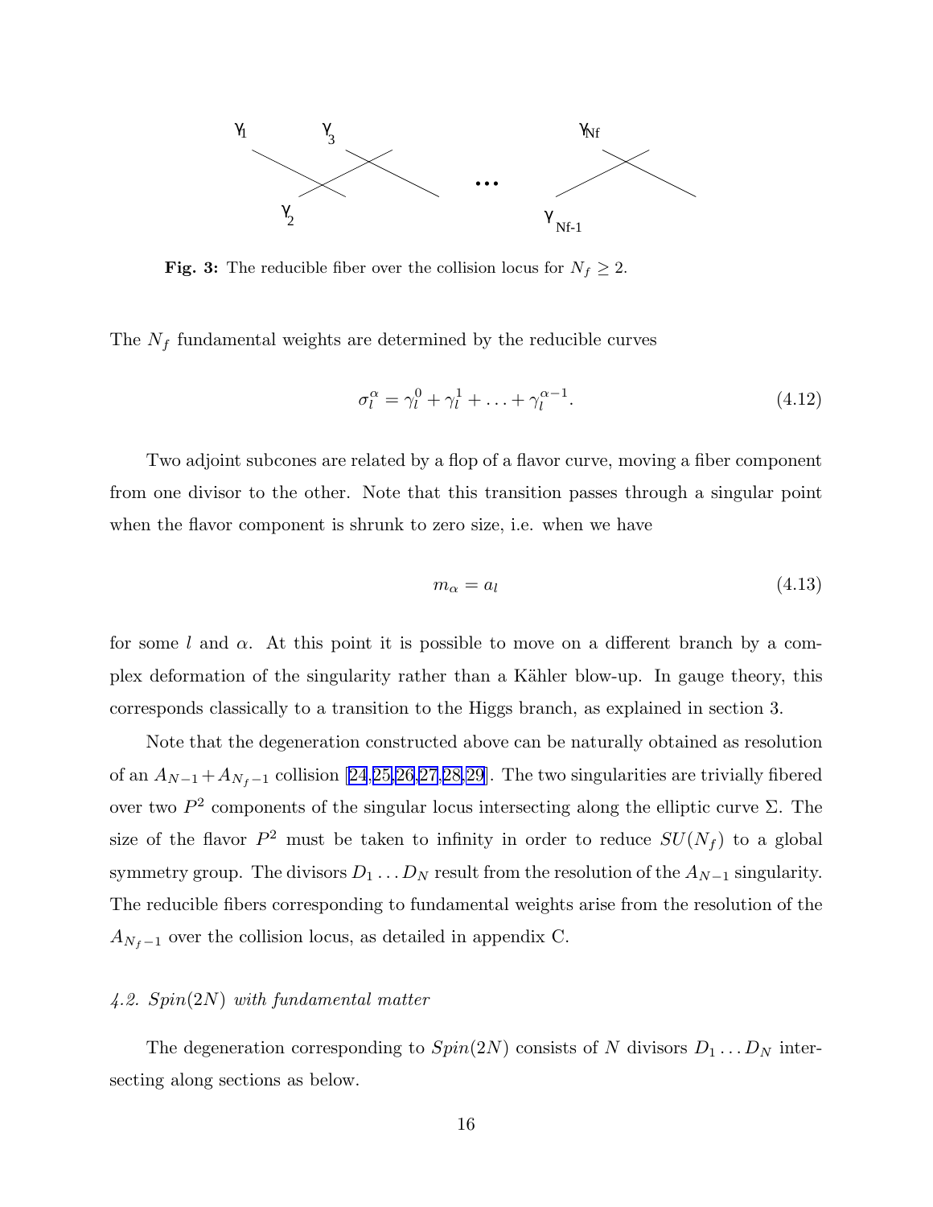**Fig. 3:** The reducible fiber over the collision locus for $N_f \geq 2$.

The $N_f$ fundamental weights are determined by the reducible curves

$$\sigma_l^\alpha = \gamma_l^0 + \gamma_l^1 + \ldots + \gamma_l^{\alpha-1}. \tag{4.12}$$

Two adjoint subcones are related by a flop of a flavor curve, moving a fiber component from one divisor to the other. Note that this transition passes through a singular point when the flavor component is shrunk to zero size, i.e. when we have

$$m_\alpha = a_l \tag{4.13}$$

for some $l$ and $\alpha$. At this point it is possible to move on a different branch by a complex deformation of the singularity rather than a Kähler blow-up. In gauge theory, this corresponds classically to a transition to the Higgs branch, as explained in section 3.

Note that the degeneration constructed above can be naturally obtained as resolution of an $A_{N-1} + A_{N_f-1}$ collision [24,25,26,27,28,29]. The two singularities are trivially fibered over two $P^2$ components of the singular locus intersecting along the elliptic curve $\Sigma$. The size of the flavor $P^2$ must be taken to infinity in order to reduce $SU(N_f)$ to a global symmetry group. The divisors $D_1 \ldots D_N$ result from the resolution of the $A_{N-1}$ singularity. The reducible fibers corresponding to fundamental weights arise from the resolution of the $A_{N_f-1}$ over the collision locus, as detailed in appendix C.

*4.2. Spin(2N) with fundamental matter*

The degeneration corresponding to $Spin(2N)$ consists of $N$ divisors $D_1 \ldots D_N$ intersecting along sections as below.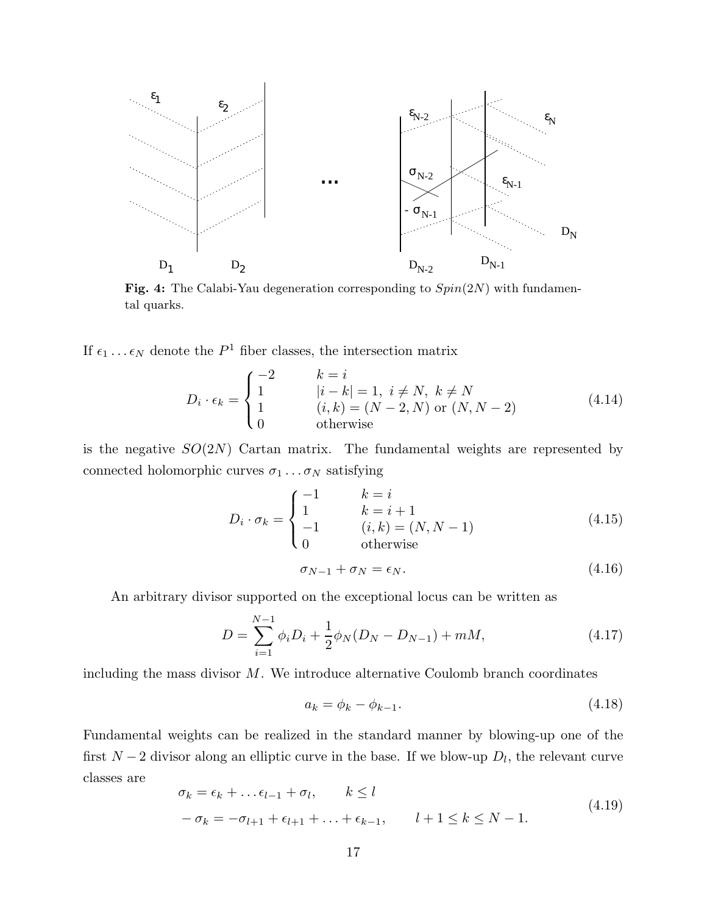**Fig. 4:** The Calabi-Yau degeneration corresponding to $Spin(2N)$ with fundamental quarks.

If $\epsilon_1 \ldots \epsilon_N$ denote the $P^1$ fiber classes, the intersection matrix

$$D_i \cdot \epsilon_k = \begin{cases} -2 & k = i \\ 1 & |i-k| = 1, \ i \neq N, \ k \neq N \\ 1 & (i,k) = (N-2, N) \text{ or } (N, N-2) \\ 0 & \text{otherwise} \end{cases} \tag{4.14}$$

is the negative $SO(2N)$ Cartan matrix. The fundamental weights are represented by connected holomorphic curves $\sigma_1 \ldots \sigma_N$ satisfying

$$D_i \cdot \sigma_k = \begin{cases} -1 & k = i \\ 1 & k = i+1 \\ -1 & (i,k) = (N, N-1) \\ 0 & \text{otherwise} \end{cases} \tag{4.15}$$

$$\sigma_{N-1} + \sigma_N = \epsilon_N. \tag{4.16}$$

An arbitrary divisor supported on the exceptional locus can be written as

$$D = \sum_{i=1}^{N-1} \phi_i D_i + \frac{1}{2}\phi_N (D_N - D_{N-1}) + mM, \tag{4.17}$$

including the mass divisor $M$. We introduce alternative Coulomb branch coordinates

$$a_k = \phi_k - \phi_{k-1}. \tag{4.18}$$

Fundamental weights can be realized in the standard manner by blowing-up one of the first $N-2$ divisor along an elliptic curve in the base. If we blow-up $D_l$, the relevant curve classes are

$$\begin{aligned} &\sigma_k = \epsilon_k + \ldots \epsilon_{l-1} + \sigma_l, \qquad k \leq l \\ &-\sigma_k = -\sigma_{l+1} + \epsilon_{l+1} + \ldots + \epsilon_{k-1}, \qquad l+1 \leq k \leq N-1. \end{aligned} \tag{4.19}$$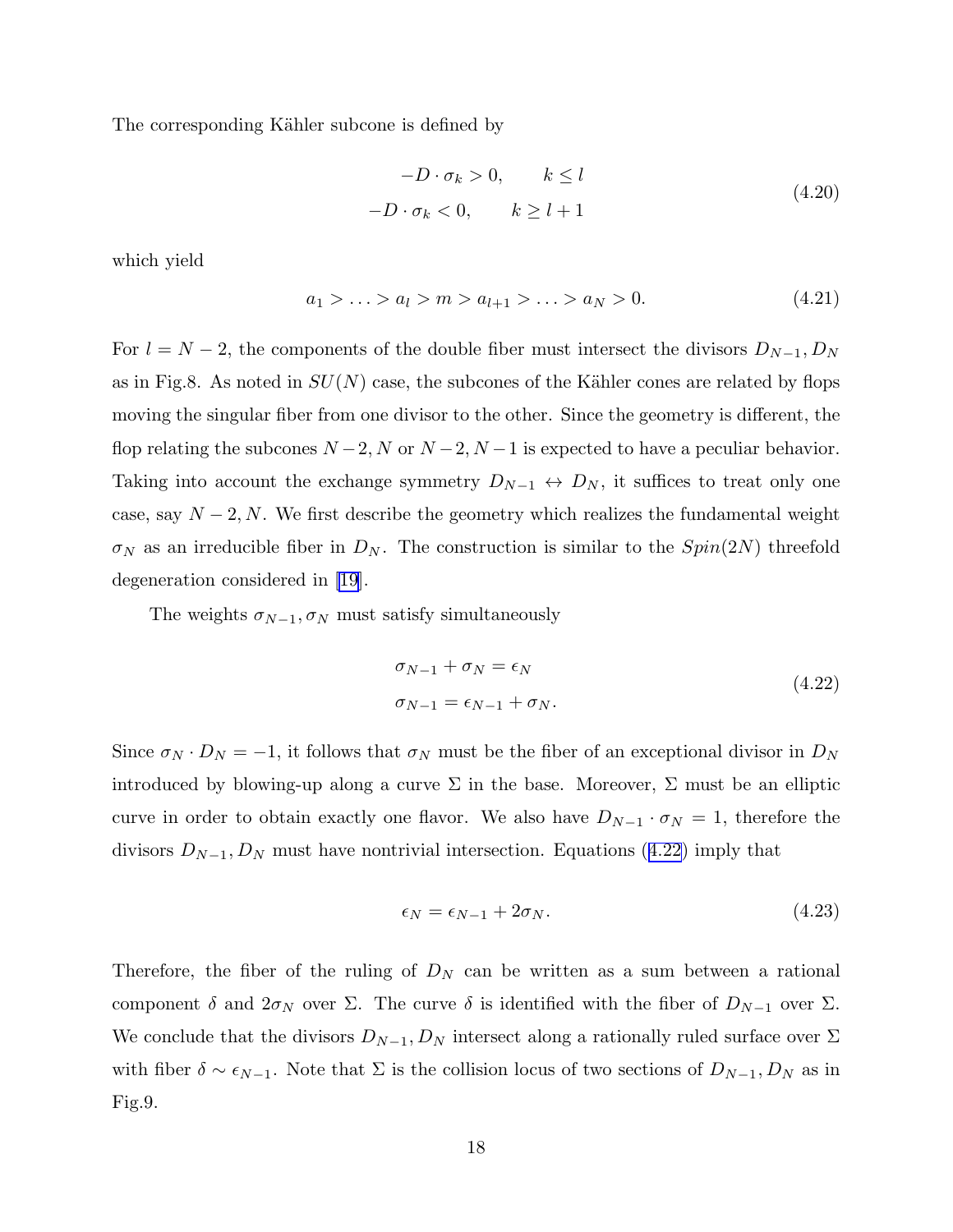The corresponding Kähler subcone is defined by

$$
\begin{aligned}
-D \cdot \sigma_k > 0, \qquad k \leq l \\
-D \cdot \sigma_k < 0, \qquad k \geq l+1
\end{aligned}
\tag{4.20}
$$

which yield

$$
a_1 > \ldots > a_l > m > a_{l+1} > \ldots > a_N > 0. \tag{4.21}
$$

For $l = N-2$, the components of the double fiber must intersect the divisors $D_{N-1}, D_N$ as in Fig.8. As noted in $SU(N)$ case, the subcones of the Kähler cones are related by flops moving the singular fiber from one divisor to the other. Since the geometry is different, the flop relating the subcones $N-2, N$ or $N-2, N-1$ is expected to have a peculiar behavior. Taking into account the exchange symmetry $D_{N-1} \leftrightarrow D_N$, it suffices to treat only one case, say $N-2, N$. We first describe the geometry which realizes the fundamental weight $\sigma_N$ as an irreducible fiber in $D_N$. The construction is similar to the $Spin(2N)$ threefold degeneration considered in [19].

The weights $\sigma_{N-1}, \sigma_N$ must satisfy simultaneously

$$
\begin{aligned}
\sigma_{N-1} + \sigma_N = \epsilon_N \\
\sigma_{N-1} = \epsilon_{N-1} + \sigma_N.
\end{aligned}
\tag{4.22}
$$

Since $\sigma_N \cdot D_N = -1$, it follows that $\sigma_N$ must be the fiber of an exceptional divisor in $D_N$ introduced by blowing-up along a curve $\Sigma$ in the base. Moreover, $\Sigma$ must be an elliptic curve in order to obtain exactly one flavor. We also have $D_{N-1} \cdot \sigma_N = 1$, therefore the divisors $D_{N-1}, D_N$ must have nontrivial intersection. Equations (4.22) imply that

$$
\epsilon_N = \epsilon_{N-1} + 2\sigma_N. \tag{4.23}
$$

Therefore, the fiber of the ruling of $D_N$ can be written as a sum between a rational component $\delta$ and $2\sigma_N$ over $\Sigma$. The curve $\delta$ is identified with the fiber of $D_{N-1}$ over $\Sigma$. We conclude that the divisors $D_{N-1}, D_N$ intersect along a rationally ruled surface over $\Sigma$ with fiber $\delta \sim \epsilon_{N-1}$. Note that $\Sigma$ is the collision locus of two sections of $D_{N-1}, D_N$ as in Fig.9.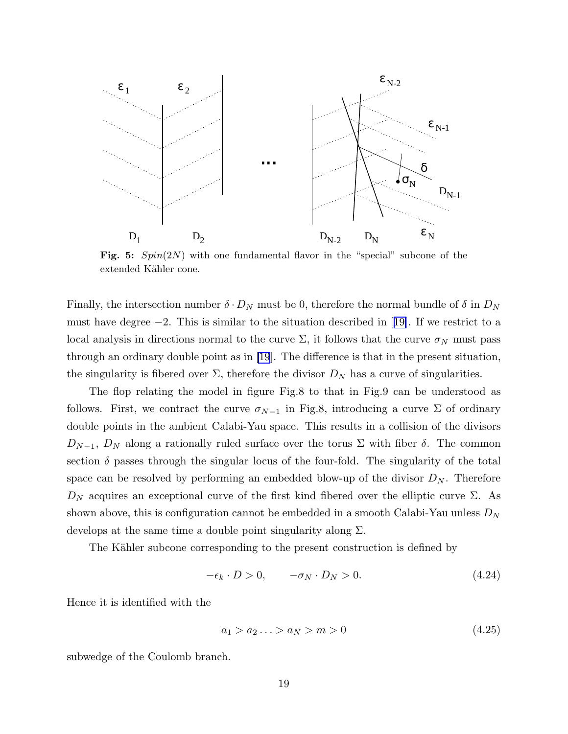**Fig. 5:** *Spin*$(2N)$ with one fundamental flavor in the "special" subcone of the extended Kähler cone.

Finally, the intersection number $\delta \cdot D_N$ must be 0, therefore the normal bundle of $\delta$ in $D_N$ must have degree $-2$. This is similar to the situation described in [19]. If we restrict to a local analysis in directions normal to the curve $\Sigma$, it follows that the curve $\sigma_N$ must pass through an ordinary double point as in [19]. The difference is that in the present situation, the singularity is fibered over $\Sigma$, therefore the divisor $D_N$ has a curve of singularities.

The flop relating the model in figure Fig.8 to that in Fig.9 can be understood as follows. First, we contract the curve $\sigma_{N-1}$ in Fig.8, introducing a curve $\Sigma$ of ordinary double points in the ambient Calabi-Yau space. This results in a collision of the divisors $D_{N-1}$, $D_N$ along a rationally ruled surface over the torus $\Sigma$ with fiber $\delta$. The common section $\delta$ passes through the singular locus of the four-fold. The singularity of the total space can be resolved by performing an embedded blow-up of the divisor $D_N$. Therefore $D_N$ acquires an exceptional curve of the first kind fibered over the elliptic curve $\Sigma$. As shown above, this is configuration cannot be embedded in a smooth Calabi-Yau unless $D_N$ develops at the same time a double point singularity along $\Sigma$.

The Kähler subcone corresponding to the present construction is defined by

$$-\epsilon_k \cdot D > 0, \qquad -\sigma_N \cdot D_N > 0. \tag{4.24}$$

Hence it is identified with the

$$a_1 > a_2 \ldots > a_N > m > 0 \tag{4.25}$$

subwedge of the Coulomb branch.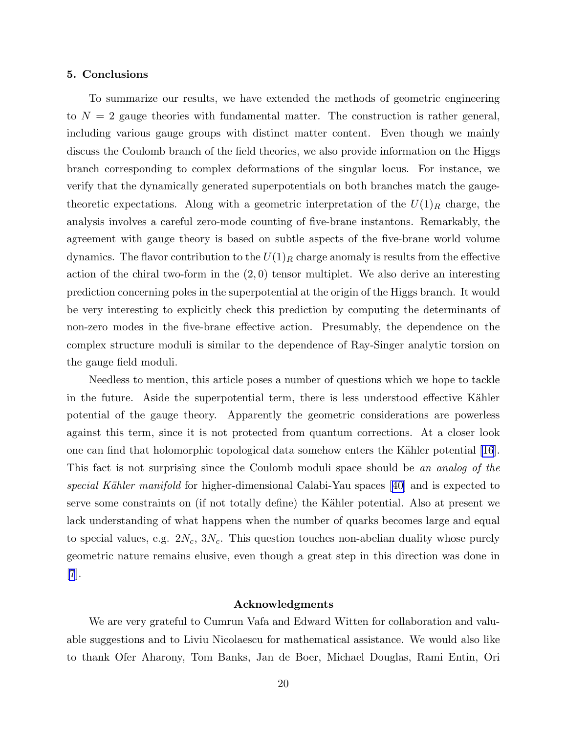## 5. Conclusions

To summarize our results, we have extended the methods of geometric engineering to $N = 2$ gauge theories with fundamental matter. The construction is rather general, including various gauge groups with distinct matter content. Even though we mainly discuss the Coulomb branch of the field theories, we also provide information on the Higgs branch corresponding to complex deformations of the singular locus. For instance, we verify that the dynamically generated superpotentials on both branches match the gauge-theoretic expectations. Along with a geometric interpretation of the $U(1)_R$ charge, the analysis involves a careful zero-mode counting of five-brane instantons. Remarkably, the agreement with gauge theory is based on subtle aspects of the five-brane world volume dynamics. The flavor contribution to the $U(1)_R$ charge anomaly is results from the effective action of the chiral two-form in the $(2, 0)$ tensor multiplet. We also derive an interesting prediction concerning poles in the superpotential at the origin of the Higgs branch. It would be very interesting to explicitly check this prediction by computing the determinants of non-zero modes in the five-brane effective action. Presumably, the dependence on the complex structure moduli is similar to the dependence of Ray-Singer analytic torsion on the gauge field moduli.

Needless to mention, this article poses a number of questions which we hope to tackle in the future. Aside the superpotential term, there is less understood effective Kähler potential of the gauge theory. Apparently the geometric considerations are powerless against this term, since it is not protected from quantum corrections. At a closer look one can find that holomorphic topological data somehow enters the Kähler potential [16]. This fact is not surprising since the Coulomb moduli space should be *an analog of the special Kähler manifold* for higher-dimensional Calabi-Yau spaces [40] and is expected to serve some constraints on (if not totally define) the Kähler potential. Also at present we lack understanding of what happens when the number of quarks becomes large and equal to special values, e.g. $2N_c$, $3N_c$. This question touches non-abelian duality whose purely geometric nature remains elusive, even though a great step in this direction was done in [7].

### Acknowledgments

We are very grateful to Cumrun Vafa and Edward Witten for collaboration and valuable suggestions and to Liviu Nicolaescu for mathematical assistance. We would also like to thank Ofer Aharony, Tom Banks, Jan de Boer, Michael Douglas, Rami Entin, Ori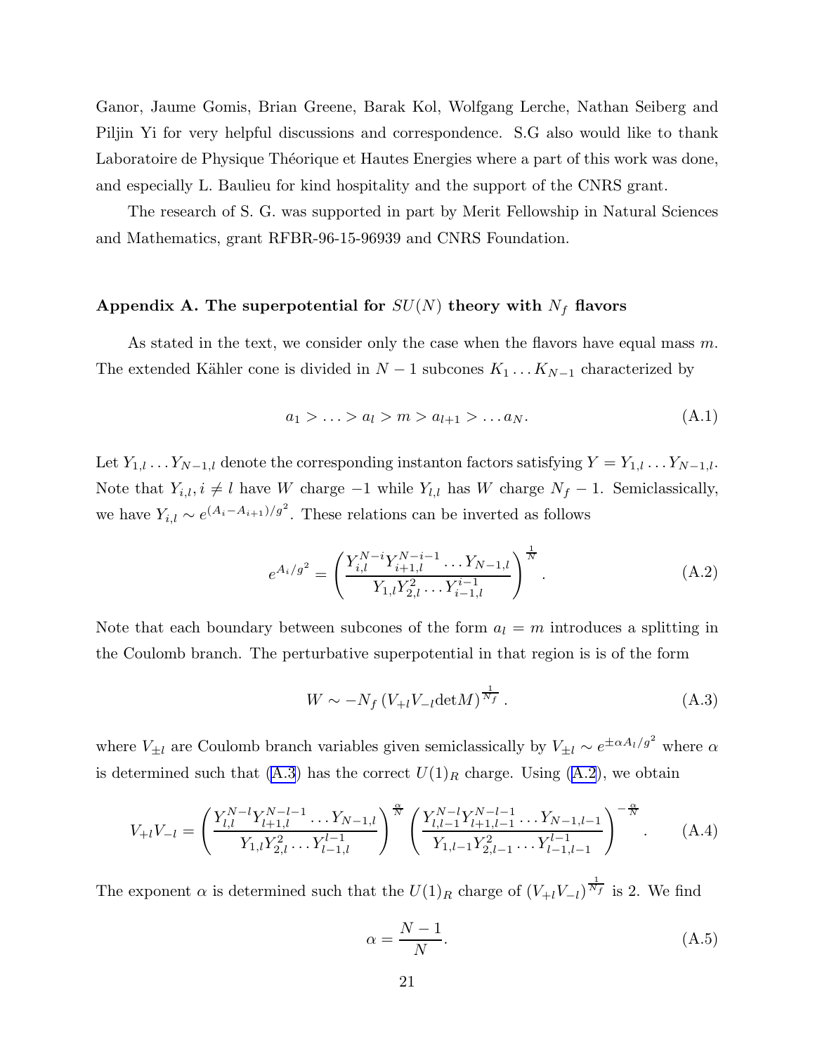Ganor, Jaume Gomis, Brian Greene, Barak Kol, Wolfgang Lerche, Nathan Seiberg and Piljin Yi for very helpful discussions and correspondence. S.G also would like to thank Laboratoire de Physique Théorique et Hautes Energies where a part of this work was done, and especially L. Baulieu for kind hospitality and the support of the CNRS grant.

The research of S. G. was supported in part by Merit Fellowship in Natural Sciences and Mathematics, grant RFBR-96-15-96939 and CNRS Foundation.

### Appendix A. The superpotential for $SU(N)$ theory with $N_f$ flavors

As stated in the text, we consider only the case when the flavors have equal mass $m$. The extended Kähler cone is divided in $N-1$ subcones $K_1 \dots K_{N-1}$ characterized by

$$
a_1 > \ldots > a_l > m > a_{l+1} > \ldots a_N. \tag{A.1}
$$

Let $Y_{1,l} \dots Y_{N-1,l}$ denote the corresponding instanton factors satisfying $Y = Y_{1,l} \dots Y_{N-1,l}$. Note that $Y_{i,l}, i \neq l$ have $W$ charge $-1$ while $Y_{l,l}$ has $W$ charge $N_f - 1$. Semiclassically, we have $Y_{i,l} \sim e^{(A_i - A_{i+1})/g^2}$. These relations can be inverted as follows

$$
e^{A_i/g^2} = \left( \frac{Y_{i,l}^{N-i} Y_{i+1,l}^{N-i-1} \dots Y_{N-1,l}}{Y_{1,l} Y_{2,l}^2 \dots Y_{i-1,l}^{i-1}} \right)^{\frac{1}{N}}. \tag{A.2}
$$

Note that each boundary between subcones of the form $a_l = m$ introduces a splitting in the Coulomb branch. The perturbative superpotential in that region is is of the form

$$
W \sim -N_f \left( V_{+l} V_{-l} \mathrm{det} M \right)^{\frac{1}{N_f}}. \tag{A.3}
$$

where $V_{\pm l}$ are Coulomb branch variables given semiclassically by $V_{\pm l} \sim e^{\pm \alpha A_l/g^2}$ where $\alpha$ is determined such that (A.3) has the correct $U(1)_R$ charge. Using (A.2), we obtain

$$
V_{+l} V_{-l} = \left( \frac{Y_{l,l}^{N-l} Y_{l+1,l}^{N-l-1} \dots Y_{N-1,l}}{Y_{1,l} Y_{2,l}^2 \dots Y_{l-1,l}^{l-1}} \right)^{\frac{\alpha}{N}} \left( \frac{Y_{l,l-1}^{N-l} Y_{l+1,l-1}^{N-l-1} \dots Y_{N-1,l-1}}{Y_{1,l-1} Y_{2,l-1}^2 \dots Y_{l-1,l-1}^{l-1}} \right)^{-\frac{\alpha}{N}}. \tag{A.4}
$$

The exponent $\alpha$ is determined such that the $U(1)_R$ charge of $(V_{+l} V_{-l})^{\frac{1}{N_f}}$ is 2. We find

$$
\alpha = \frac{N-1}{N}. \tag{A.5}
$$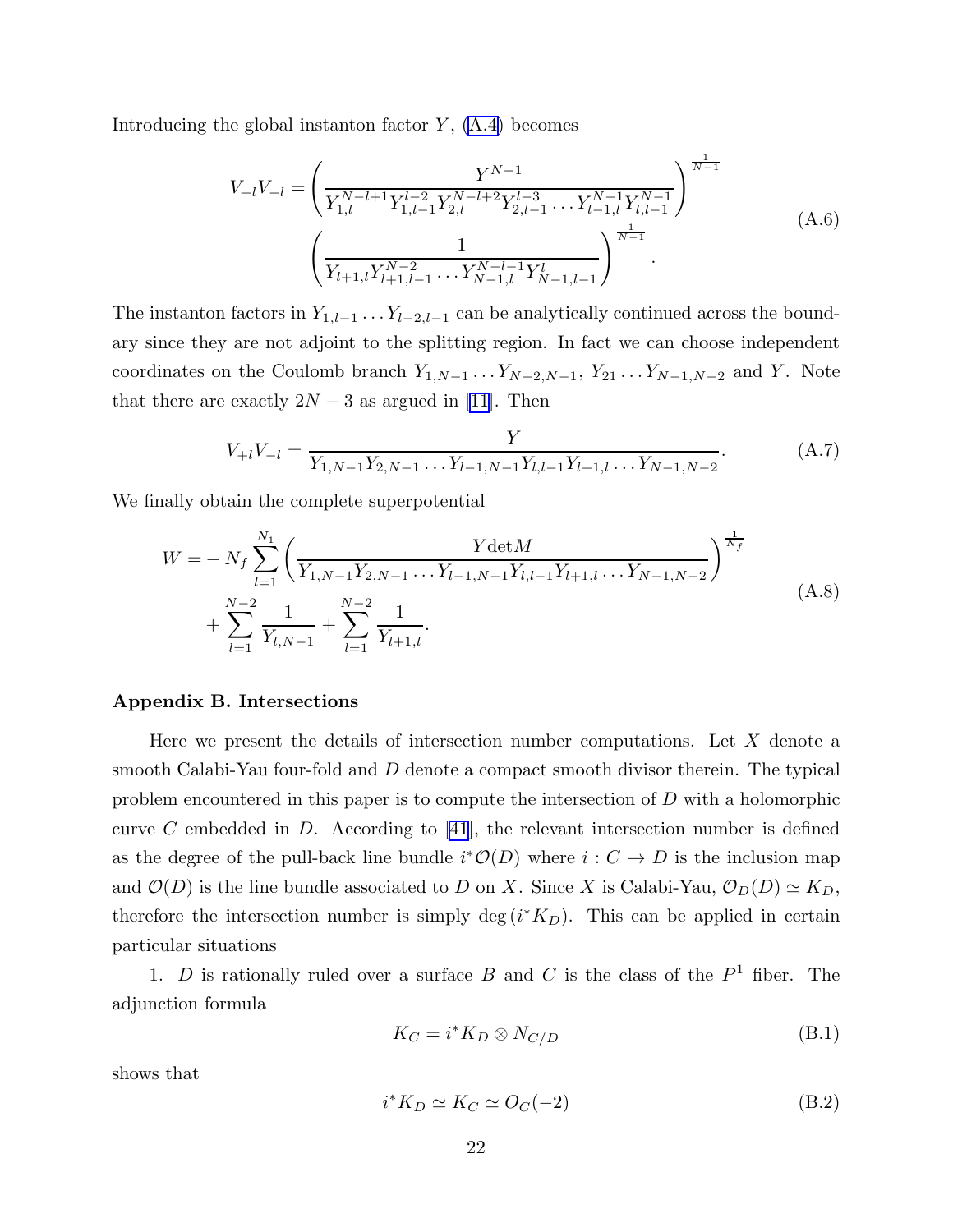Introducing the global instanton factor $Y$, (A.4) becomes

$$
\begin{aligned}
V_{+l}V_{-l} = &\left(\frac{Y^{N-1}}{Y_{1,l}^{N-l+1}Y_{1,l-1}^{l-2}Y_{2,l}^{N-l+2}Y_{2,l-1}^{l-3}\dots Y_{l-1,l}^{N-1}Y_{l,l-1}^{N-1}}\right)^{\frac{1}{N-1}} \\
&\left(\frac{1}{Y_{l+1,l}Y_{l+1,l-1}^{N-2}\dots Y_{N-1,l}^{N-l-1}Y_{N-1,l-1}^{l}}\right)^{\frac{1}{N-1}}.
\end{aligned}
\tag{A.6}
$$

The instanton factors in $Y_{1,l-1}\dots Y_{l-2,l-1}$ can be analytically continued across the boundary since they are not adjoint to the splitting region. In fact we can choose independent coordinates on the Coulomb branch $Y_{1,N-1}\dots Y_{N-2,N-1}$, $Y_{21}\dots Y_{N-1,N-2}$ and $Y$. Note that there are exactly $2N-3$ as argued in [11]. Then

$$
V_{+l}V_{-l} = \frac{Y}{Y_{1,N-1}Y_{2,N-1}\dots Y_{l-1,N-1}Y_{l,l-1}Y_{l+1,l}\dots Y_{N-1,N-2}}. \tag{A.7}
$$

We finally obtain the complete superpotential

$$
\begin{aligned}
W = &-N_f\sum_{l=1}^{N_1}\left(\frac{Y\det M}{Y_{1,N-1}Y_{2,N-1}\dots Y_{l-1,N-1}Y_{l,l-1}Y_{l+1,l}\dots Y_{N-1,N-2}}\right)^{\frac{1}{N_f}} \\
&+\sum_{l=1}^{N-2}\frac{1}{Y_{l,N-1}}+\sum_{l=1}^{N-2}\frac{1}{Y_{l+1,l}}.
\end{aligned}
\tag{A.8}
$$

### Appendix B. Intersections

Here we present the details of intersection number computations. Let $X$ denote a smooth Calabi-Yau four-fold and $D$ denote a compact smooth divisor therein. The typical problem encountered in this paper is to compute the intersection of $D$ with a holomorphic curve $C$ embedded in $D$. According to [41], the relevant intersection number is defined as the degree of the pull-back line bundle $i^*\mathcal{O}(D)$ where $i: C \to D$ is the inclusion map and $\mathcal{O}(D)$ is the line bundle associated to $D$ on $X$. Since $X$ is Calabi-Yau, $\mathcal{O}_D(D) \simeq K_D$, therefore the intersection number is simply $\deg(i^*K_D)$. This can be applied in certain particular situations

1. $D$ is rationally ruled over a surface $B$ and $C$ is the class of the $P^1$ fiber. The adjunction formula

$$
K_C = i^*K_D \otimes N_{C/D} \tag{B.1}
$$

shows that

$$
i^*K_D \simeq K_C \simeq O_C(-2) \tag{B.2}
$$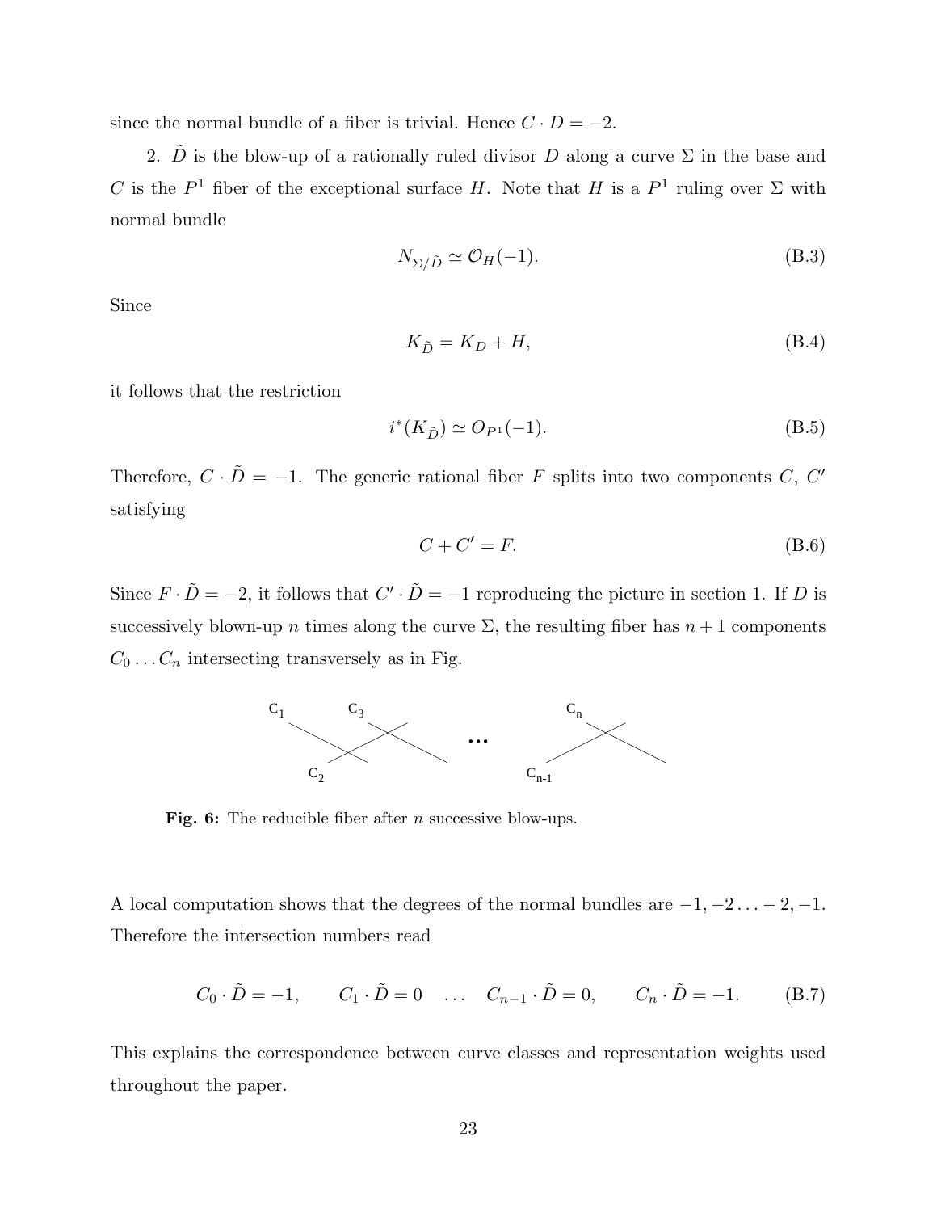since the normal bundle of a fiber is trivial. Hence $C \cdot D = -2$.

2. $\tilde{D}$ is the blow-up of a rationally ruled divisor $D$ along a curve $\Sigma$ in the base and $C$ is the $P^1$ fiber of the exceptional surface $H$. Note that $H$ is a $P^1$ ruling over $\Sigma$ with normal bundle

$$N_{\Sigma/\tilde{D}} \simeq \mathcal{O}_H(-1). \tag{B.3}$$

Since

$$K_{\tilde{D}} = K_D + H, \tag{B.4}$$

it follows that the restriction

$$i^*(K_{\tilde{D}}) \simeq O_{P^1}(-1). \tag{B.5}$$

Therefore, $C \cdot \tilde{D} = -1$. The generic rational fiber $F$ splits into two components $C$, $C'$ satisfying

$$C + C' = F. \tag{B.6}$$

Since $F \cdot \tilde{D} = -2$, it follows that $C' \cdot \tilde{D} = -1$ reproducing the picture in section 1. If $D$ is successively blown-up $n$ times along the curve $\Sigma$, the resulting fiber has $n+1$ components $C_0 \ldots C_n$ intersecting transversely as in Fig.

**Fig. 6:** The reducible fiber after $n$ successive blow-ups.

A local computation shows that the degrees of the normal bundles are $-1, -2 \ldots -2, -1$. Therefore the intersection numbers read

$$C_0 \cdot \tilde{D} = -1, \qquad C_1 \cdot \tilde{D} = 0 \quad \ldots \quad C_{n-1} \cdot \tilde{D} = 0, \qquad C_n \cdot \tilde{D} = -1. \tag{B.7}$$

This explains the correspondence between curve classes and representation weights used throughout the paper.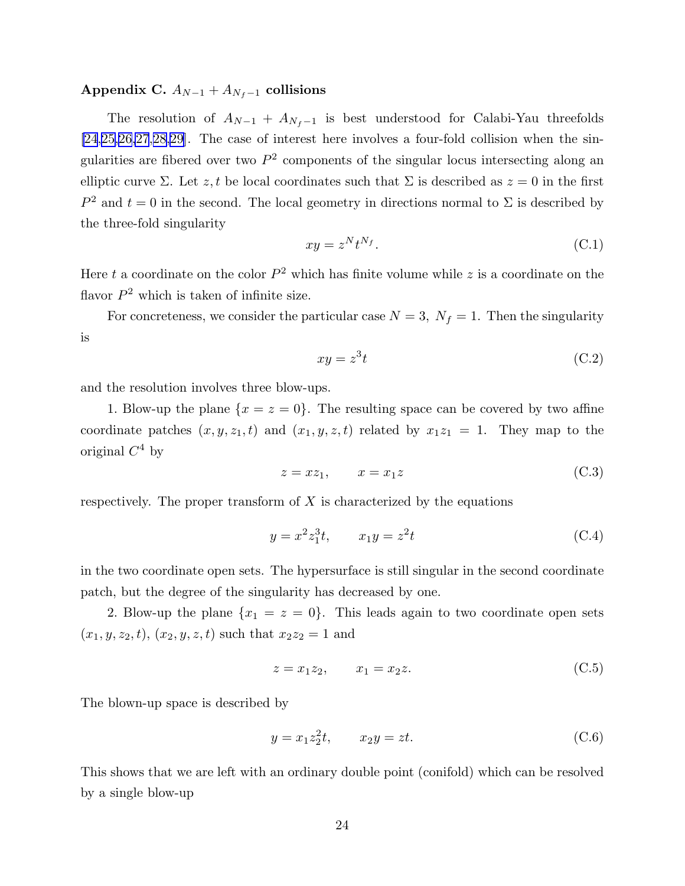### Appendix C. $A_{N-1} + A_{N_f-1}$ collisions

The resolution of $A_{N-1} + A_{N_f-1}$ is best understood for Calabi-Yau threefolds [24,25,26,27,28,29]. The case of interest here involves a four-fold collision when the singularities are fibered over two $P^2$ components of the singular locus intersecting along an elliptic curve $\Sigma$. Let $z, t$ be local coordinates such that $\Sigma$ is described as $z = 0$ in the first $P^2$ and $t = 0$ in the second. The local geometry in directions normal to $\Sigma$ is described by the three-fold singularity

$$xy = z^N t^{N_f}. \tag{C.1}$$

Here $t$ a coordinate on the color $P^2$ which has finite volume while $z$ is a coordinate on the flavor $P^2$ which is taken of infinite size.

For concreteness, we consider the particular case $N = 3,\ N_f = 1$. Then the singularity is

$$xy = z^3 t \tag{C.2}$$

and the resolution involves three blow-ups.

1. Blow-up the plane $\{x = z = 0\}$. The resulting space can be covered by two affine coordinate patches $(x, y, z_1, t)$ and $(x_1, y, z, t)$ related by $x_1 z_1 = 1$. They map to the original $C^4$ by

$$z = x z_1, \qquad x = x_1 z \tag{C.3}$$

respectively. The proper transform of $X$ is characterized by the equations

$$y = x^2 z_1^3 t, \qquad x_1 y = z^2 t \tag{C.4}$$

in the two coordinate open sets. The hypersurface is still singular in the second coordinate patch, but the degree of the singularity has decreased by one.

2. Blow-up the plane $\{x_1 = z = 0\}$. This leads again to two coordinate open sets $(x_1, y, z_2, t)$, $(x_2, y, z, t)$ such that $x_2 z_2 = 1$ and

$$z = x_1 z_2, \qquad x_1 = x_2 z. \tag{C.5}$$

The blown-up space is described by

$$y = x_1 z_2^2 t, \qquad x_2 y = z t. \tag{C.6}$$

This shows that we are left with an ordinary double point (conifold) which can be resolved by a single blow-up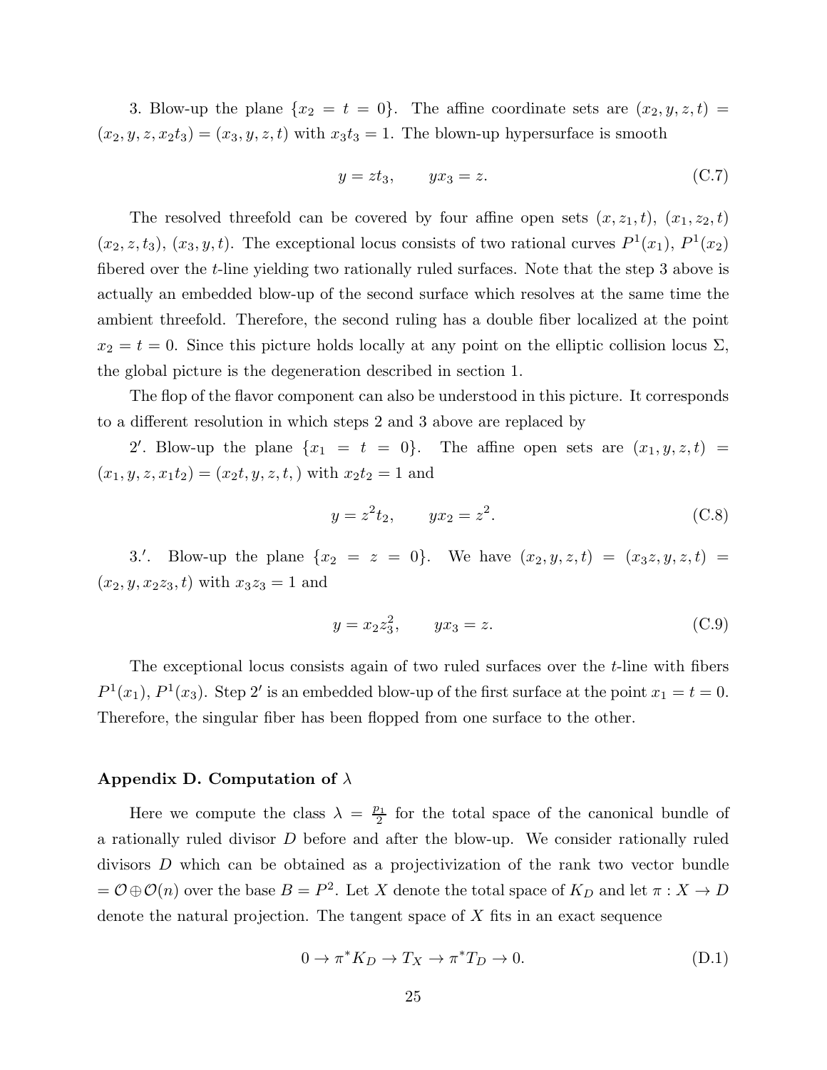3. Blow-up the plane $\{x_2 = t = 0\}$. The affine coordinate sets are $(x_2, y, z, t) = (x_2, y, z, x_2 t_3) = (x_3, y, z, t)$ with $x_3 t_3 = 1$. The blown-up hypersurface is smooth

$$y = z t_3, \qquad y x_3 = z. \tag{C.7}$$

The resolved threefold can be covered by four affine open sets $(x, z_1, t)$, $(x_1, z_2, t)$ $(x_2, z, t_3)$, $(x_3, y, t)$. The exceptional locus consists of two rational curves $P^1(x_1)$, $P^1(x_2)$ fibered over the $t$-line yielding two rationally ruled surfaces. Note that the step 3 above is actually an embedded blow-up of the second surface which resolves at the same time the ambient threefold. Therefore, the second ruling has a double fiber localized at the point $x_2 = t = 0$. Since this picture holds locally at any point on the elliptic collision locus $\Sigma$, the global picture is the degeneration described in section 1.

The flop of the flavor component can also be understood in this picture. It corresponds to a different resolution in which steps 2 and 3 above are replaced by

$2'$. Blow-up the plane $\{x_1 = t = 0\}$. The affine open sets are $(x_1, y, z, t) = (x_1, y, z, x_1 t_2) = (x_2 t, y, z, t, )$ with $x_2 t_2 = 1$ and

$$y = z^2 t_2, \qquad y x_2 = z^2. \tag{C.8}$$

$3.'$. Blow-up the plane $\{x_2 = z = 0\}$. We have $(x_2, y, z, t) = (x_3 z, y, z, t) = (x_2, y, x_2 z_3, t)$ with $x_3 z_3 = 1$ and

$$y = x_2 z_3^2, \qquad y x_3 = z. \tag{C.9}$$

The exceptional locus consists again of two ruled surfaces over the $t$-line with fibers $P^1(x_1)$, $P^1(x_3)$. Step $2'$ is an embedded blow-up of the first surface at the point $x_1 = t = 0$. Therefore, the singular fiber has been flopped from one surface to the other.

### Appendix D. Computation of $\lambda$

Here we compute the class $\lambda = \frac{p_1}{2}$ for the total space of the canonical bundle of a rationally ruled divisor $D$ before and after the blow-up. We consider rationally ruled divisors $D$ which can be obtained as a projectivization of the rank two vector bundle $= \mathcal{O} \oplus \mathcal{O}(n)$ over the base $B = P^2$. Let $X$ denote the total space of $K_D$ and let $\pi : X \to D$ denote the natural projection. The tangent space of $X$ fits in an exact sequence

$$0 \to \pi^* K_D \to T_X \to \pi^* T_D \to 0. \tag{D.1}$$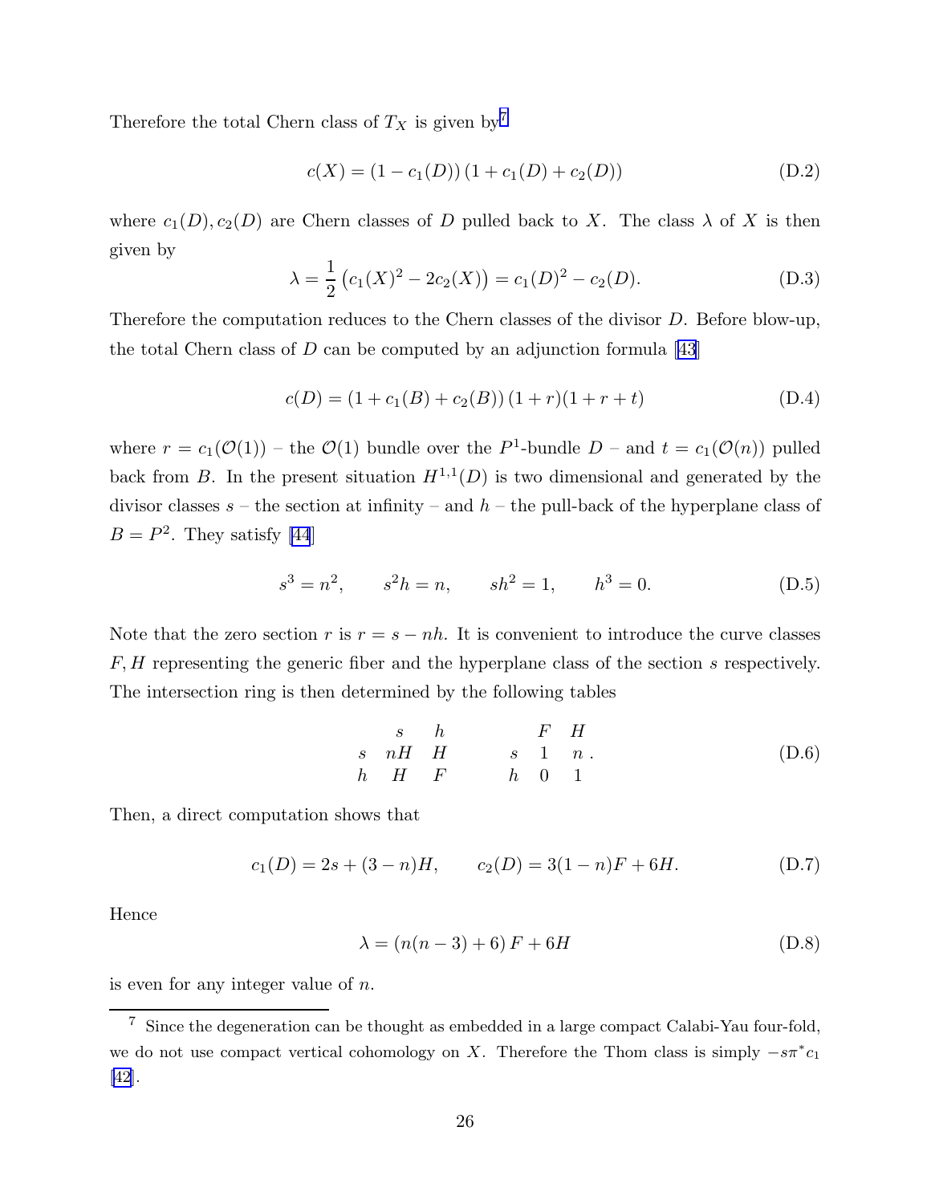Therefore the total Chern class of $T_X$ is given by[7]

$$c(X) = (1 - c_1(D))\,(1 + c_1(D) + c_2(D)) \tag{D.2}$$

where $c_1(D), c_2(D)$ are Chern classes of $D$ pulled back to $X$. The class $\lambda$ of $X$ is then given by

$$\lambda = \frac{1}{2}\left(c_1(X)^2 - 2c_2(X)\right) = c_1(D)^2 - c_2(D). \tag{D.3}$$

Therefore the computation reduces to the Chern classes of the divisor $D$. Before blow-up, the total Chern class of $D$ can be computed by an adjunction formula [43]

$$c(D) = (1 + c_1(B) + c_2(B))\,(1 + r)(1 + r + t) \tag{D.4}$$

where $r = c_1(\mathcal{O}(1))$ – the $\mathcal{O}(1)$ bundle over the $P^1$-bundle $D$ – and $t = c_1(\mathcal{O}(n))$ pulled back from $B$. In the present situation $H^{1,1}(D)$ is two dimensional and generated by the divisor classes $s$ – the section at infinity – and $h$ – the pull-back of the hyperplane class of $B = P^2$. They satisfy [44]

$$s^3 = n^2, \qquad s^2h = n, \qquad sh^2 = 1, \qquad h^3 = 0. \tag{D.5}$$

Note that the zero section $r$ is $r = s - nh$. It is convenient to introduce the curve classes $F, H$ representing the generic fiber and the hyperplane class of the section $s$ respectively. The intersection ring is then determined by the following tables

$$\begin{array}{ccc} & s & h \\ s & nH & H \\ h & H & F \end{array} \qquad \begin{array}{ccc} & F & H \\ s & 1 & n \\ h & 0 & 1 \end{array}. \tag{D.6}$$

Then, a direct computation shows that

$$c_1(D) = 2s + (3 - n)H, \qquad c_2(D) = 3(1 - n)F + 6H. \tag{D.7}$$

Hence

$$\lambda = (n(n - 3) + 6)\,F + 6H \tag{D.8}$$

is even for any integer value of $n$.

[7] Since the degeneration can be thought as embedded in a large compact Calabi-Yau four-fold, we do not use compact vertical cohomology on $X$. Therefore the Thom class is simply $-s\pi^* c_1$ [42].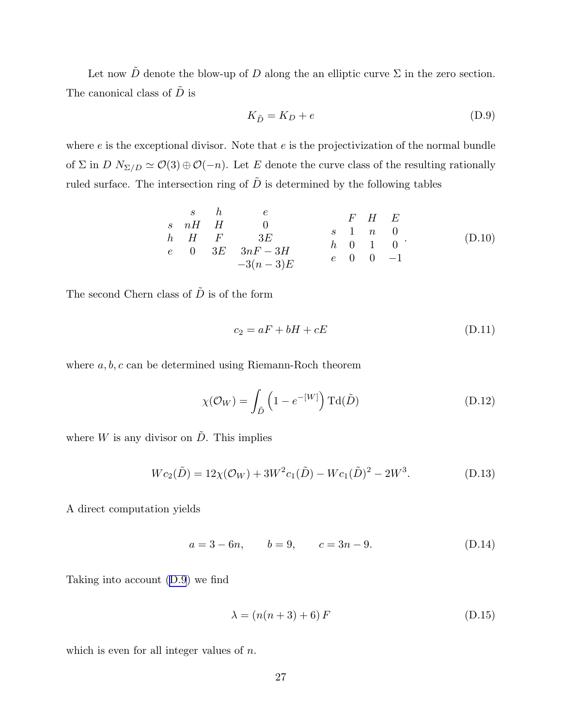Let now $\tilde{D}$ denote the blow-up of $D$ along the an elliptic curve $\Sigma$ in the zero section. The canonical class of $\tilde{D}$ is

$$K_{\tilde{D}} = K_D + e \tag{D.9}$$

where $e$ is the exceptional divisor. Note that $e$ is the projectivization of the normal bundle of $\Sigma$ in $D$ $N_{\Sigma/D} \simeq \mathcal{O}(3) \oplus \mathcal{O}(-n)$. Let $E$ denote the curve class of the resulting rationally ruled surface. The intersection ring of $\tilde{D}$ is determined by the following tables

$$\begin{array}{cccc} & s & h & e \\ s & nH & H & 0 \\ h & H & F & 3E \\ e & 0 & 3E & 3nF - 3H \\ & & & -3(n-3)E \end{array} \qquad \begin{array}{cccc} & F & H & E \\ s & 1 & n & 0 \\ h & 0 & 1 & 0 \\ e & 0 & 0 & -1 \end{array}. \tag{D.10}$$

The second Chern class of $\tilde{D}$ is of the form

$$c_2 = aF + bH + cE \tag{D.11}$$

where $a, b, c$ can be determined using Riemann-Roch theorem

$$\chi(\mathcal{O}_W) = \int_{\tilde{D}} \left(1 - e^{-[W]}\right) \mathrm{Td}(\tilde{D}) \tag{D.12}$$

where $W$ is any divisor on $\tilde{D}$. This implies

$$Wc_2(\tilde{D}) = 12\chi(\mathcal{O}_W) + 3W^2 c_1(\tilde{D}) - Wc_1(\tilde{D})^2 - 2W^3. \tag{D.13}$$

A direct computation yields

$$a = 3 - 6n, \qquad b = 9, \qquad c = 3n - 9. \tag{D.14}$$

Taking into account (D.9) we find

$$\lambda = \left(n(n+3) + 6\right) F \tag{D.15}$$

which is even for all integer values of $n$.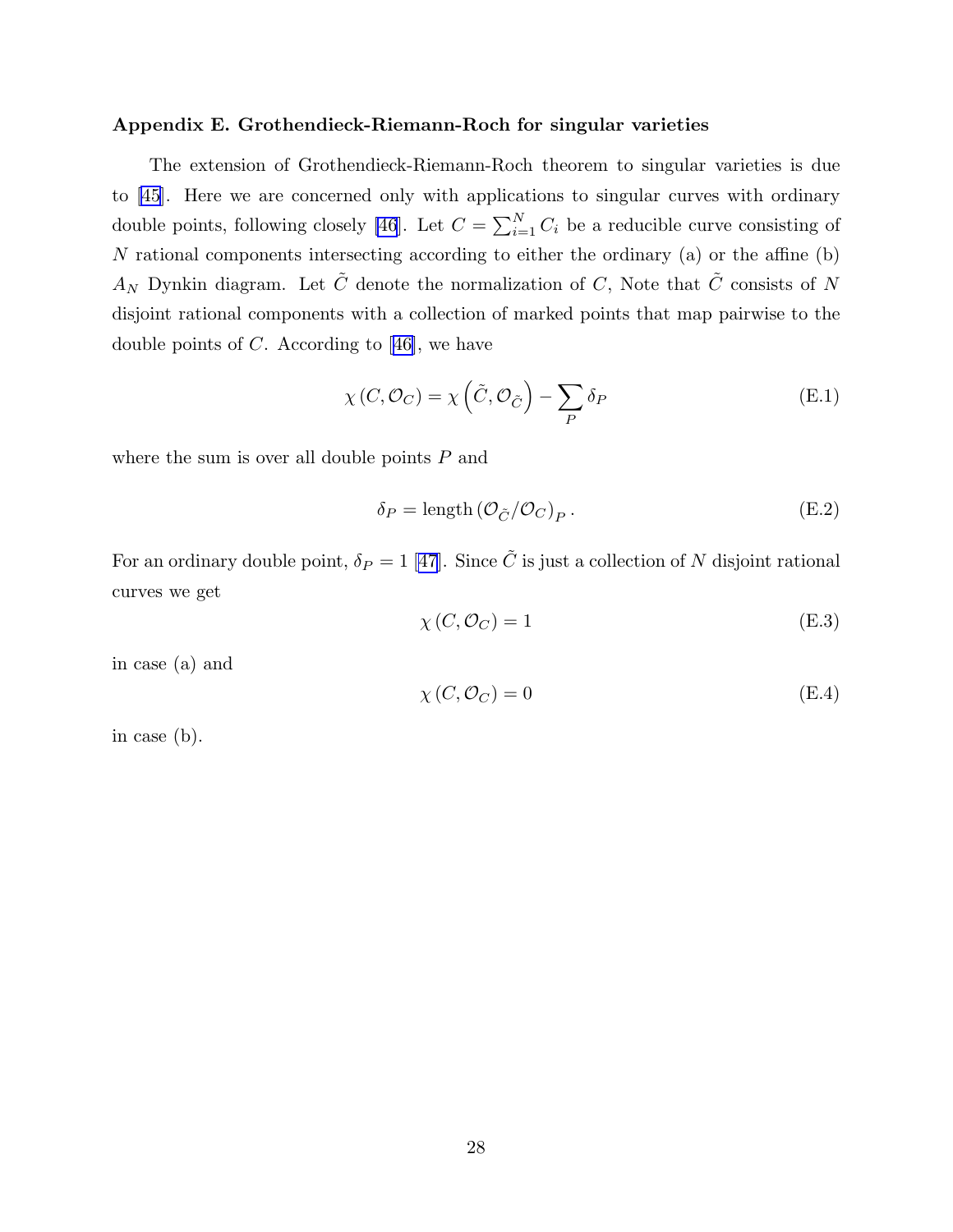### Appendix E. Grothendieck-Riemann-Roch for singular varieties

The extension of Grothendieck-Riemann-Roch theorem to singular varieties is due to [45]. Here we are concerned only with applications to singular curves with ordinary double points, following closely [46]. Let $C = \sum_{i=1}^{N} C_i$ be a reducible curve consisting of $N$ rational components intersecting according to either the ordinary (a) or the affine (b) $A_N$ Dynkin diagram. Let $\tilde{C}$ denote the normalization of $C$, Note that $\tilde{C}$ consists of $N$ disjoint rational components with a collection of marked points that map pairwise to the double points of $C$. According to [46], we have

$$\chi\left(C, \mathcal{O}_C\right) = \chi\left(\tilde{C}, \mathcal{O}_{\tilde{C}}\right) - \sum_P \delta_P \tag{E.1}$$

where the sum is over all double points $P$ and

$$\delta_P = \operatorname{length}\left(\mathcal{O}_{\tilde{C}}/\mathcal{O}_C\right)_P. \tag{E.2}$$

For an ordinary double point, $\delta_P = 1$ [47]. Since $\tilde{C}$ is just a collection of $N$ disjoint rational curves we get

$$\chi\left(C, \mathcal{O}_C\right) = 1 \tag{E.3}$$

in case (a) and

$$\chi\left(C, \mathcal{O}_C\right) = 0 \tag{E.4}$$

in case (b).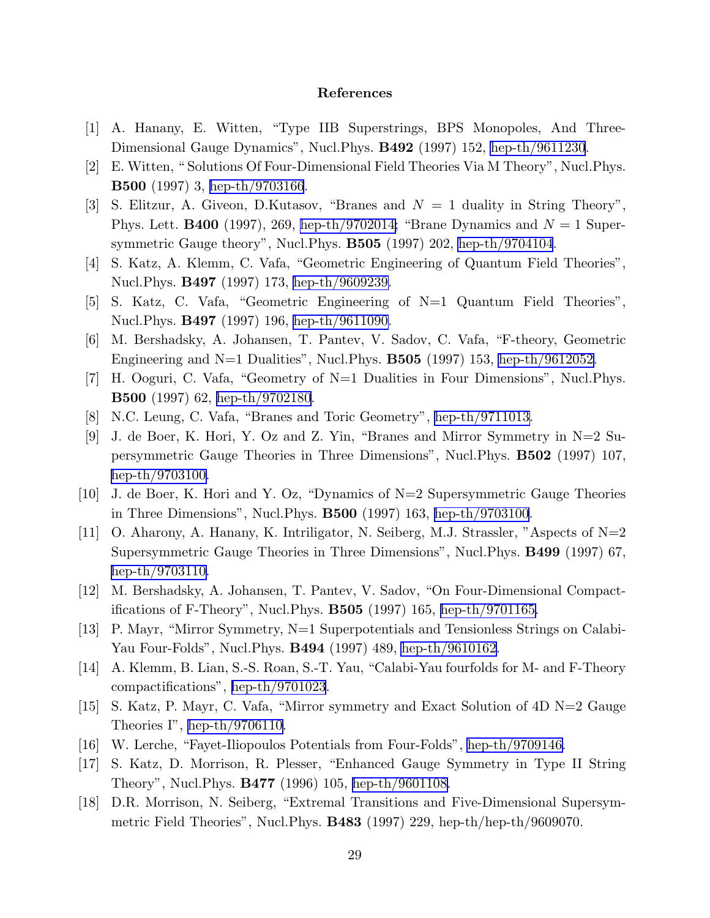## References

[1] A. Hanany, E. Witten, "Type IIB Superstrings, BPS Monopoles, And Three-Dimensional Gauge Dynamics", Nucl.Phys. **B492** (1997) 152, hep-th/9611230.

[2] E. Witten, " Solutions Of Four-Dimensional Field Theories Via M Theory", Nucl.Phys. **B500** (1997) 3, hep-th/9703166.

[3] S. Elitzur, A. Giveon, D.Kutasov, "Branes and $N = 1$ duality in String Theory", Phys. Lett. **B400** (1997), 269, hep-th/9702014; "Brane Dynamics and $N = 1$ Supersymmetric Gauge theory", Nucl.Phys. **B505** (1997) 202, hep-th/9704104.

[4] S. Katz, A. Klemm, C. Vafa, "Geometric Engineering of Quantum Field Theories", Nucl.Phys. **B497** (1997) 173, hep-th/9609239.

[5] S. Katz, C. Vafa, "Geometric Engineering of N=1 Quantum Field Theories", Nucl.Phys. **B497** (1997) 196, hep-th/9611090.

[6] M. Bershadsky, A. Johansen, T. Pantev, V. Sadov, C. Vafa, "F-theory, Geometric Engineering and N=1 Dualities", Nucl.Phys. **B505** (1997) 153, hep-th/9612052.

[7] H. Ooguri, C. Vafa, "Geometry of N=1 Dualities in Four Dimensions", Nucl.Phys. **B500** (1997) 62, hep-th/9702180.

[8] N.C. Leung, C. Vafa, "Branes and Toric Geometry", hep-th/9711013.

[9] J. de Boer, K. Hori, Y. Oz and Z. Yin, "Branes and Mirror Symmetry in N=2 Supersymmetric Gauge Theories in Three Dimensions", Nucl.Phys. **B502** (1997) 107, hep-th/9703100.

[10] J. de Boer, K. Hori and Y. Oz, "Dynamics of N=2 Supersymmetric Gauge Theories in Three Dimensions", Nucl.Phys. **B500** (1997) 163, hep-th/9703100.

[11] O. Aharony, A. Hanany, K. Intriligator, N. Seiberg, M.J. Strassler, "Aspects of N=2 Supersymmetric Gauge Theories in Three Dimensions", Nucl.Phys. **B499** (1997) 67, hep-th/9703110.

[12] M. Bershadsky, A. Johansen, T. Pantev, V. Sadov, "On Four-Dimensional Compactifications of F-Theory", Nucl.Phys. **B505** (1997) 165, hep-th/9701165.

[13] P. Mayr, "Mirror Symmetry, N=1 Superpotentials and Tensionless Strings on Calabi-Yau Four-Folds", Nucl.Phys. **B494** (1997) 489, hep-th/9610162.

[14] A. Klemm, B. Lian, S.-S. Roan, S.-T. Yau, "Calabi-Yau fourfolds for M- and F-Theory compactifications", hep-th/9701023.

[15] S. Katz, P. Mayr, C. Vafa, "Mirror symmetry and Exact Solution of 4D N=2 Gauge Theories I", hep-th/9706110.

[16] W. Lerche, "Fayet-Iliopoulos Potentials from Four-Folds", hep-th/9709146.

[17] S. Katz, D. Morrison, R. Plesser, "Enhanced Gauge Symmetry in Type II String Theory", Nucl.Phys. **B477** (1996) 105, hep-th/9601108.

[18] D.R. Morrison, N. Seiberg, "Extremal Transitions and Five-Dimensional Supersymmetric Field Theories", Nucl.Phys. **B483** (1997) 229, hep-th/hep-th/9609070.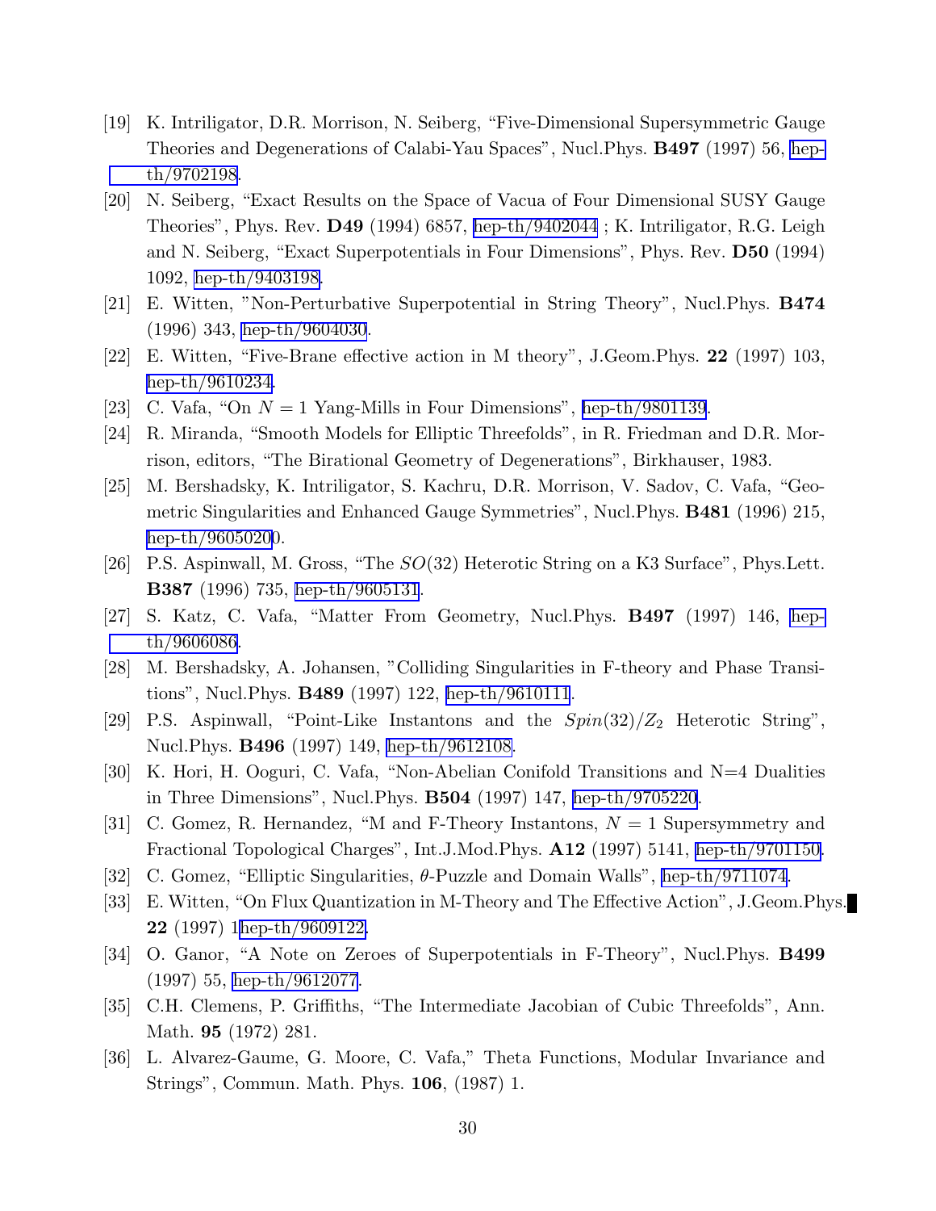[19] K. Intriligator, D.R. Morrison, N. Seiberg, "Five-Dimensional Supersymmetric Gauge Theories and Degenerations of Calabi-Yau Spaces", Nucl.Phys. **B497** (1997) 56, hep-th/9702198.

[20] N. Seiberg, "Exact Results on the Space of Vacua of Four Dimensional SUSY Gauge Theories", Phys. Rev. **D49** (1994) 6857, hep-th/9402044 ; K. Intriligator, R.G. Leigh and N. Seiberg, "Exact Superpotentials in Four Dimensions", Phys. Rev. **D50** (1994) 1092, hep-th/9403198.

[21] E. Witten, "Non-Perturbative Superpotential in String Theory", Nucl.Phys. **B474** (1996) 343, hep-th/9604030.

[22] E. Witten, "Five-Brane effective action in M theory", J.Geom.Phys. **22** (1997) 103, hep-th/9610234.

[23] C. Vafa, "On $N = 1$ Yang-Mills in Four Dimensions", hep-th/9801139.

[24] R. Miranda, "Smooth Models for Elliptic Threefolds", in R. Friedman and D.R. Morrison, editors, "The Birational Geometry of Degenerations", Birkhauser, 1983.

[25] M. Bershadsky, K. Intriligator, S. Kachru, D.R. Morrison, V. Sadov, C. Vafa, "Geometric Singularities and Enhanced Gauge Symmetries", Nucl.Phys. **B481** (1996) 215, hep-th/9605200.

[26] P.S. Aspinwall, M. Gross, "The $SO(32)$ Heterotic String on a K3 Surface", Phys.Lett. **B387** (1996) 735, hep-th/9605131.

[27] S. Katz, C. Vafa, "Matter From Geometry, Nucl.Phys. **B497** (1997) 146, hep-th/9606086.

[28] M. Bershadsky, A. Johansen, "Colliding Singularities in F-theory and Phase Transitions", Nucl.Phys. **B489** (1997) 122, hep-th/9610111.

[29] P.S. Aspinwall, "Point-Like Instantons and the $Spin(32)/Z_2$ Heterotic String", Nucl.Phys. **B496** (1997) 149, hep-th/9612108.

[30] K. Hori, H. Ooguri, C. Vafa, "Non-Abelian Conifold Transitions and N=4 Dualities in Three Dimensions", Nucl.Phys. **B504** (1997) 147, hep-th/9705220.

[31] C. Gomez, R. Hernandez, "M and F-Theory Instantons, $N = 1$ Supersymmetry and Fractional Topological Charges", Int.J.Mod.Phys. **A12** (1997) 5141, hep-th/9701150.

[32] C. Gomez, "Elliptic Singularities, $\theta$-Puzzle and Domain Walls", hep-th/9711074.

[33] E. Witten, "On Flux Quantization in M-Theory and The Effective Action", J.Geom.Phys. **22** (1997) 1hep-th/9609122.

[34] O. Ganor, "A Note on Zeroes of Superpotentials in F-Theory", Nucl.Phys. **B499** (1997) 55, hep-th/9612077.

[35] C.H. Clemens, P. Griffiths, "The Intermediate Jacobian of Cubic Threefolds", Ann. Math. **95** (1972) 281.

[36] L. Alvarez-Gaume, G. Moore, C. Vafa," Theta Functions, Modular Invariance and Strings", Commun. Math. Phys. **106**, (1987) 1.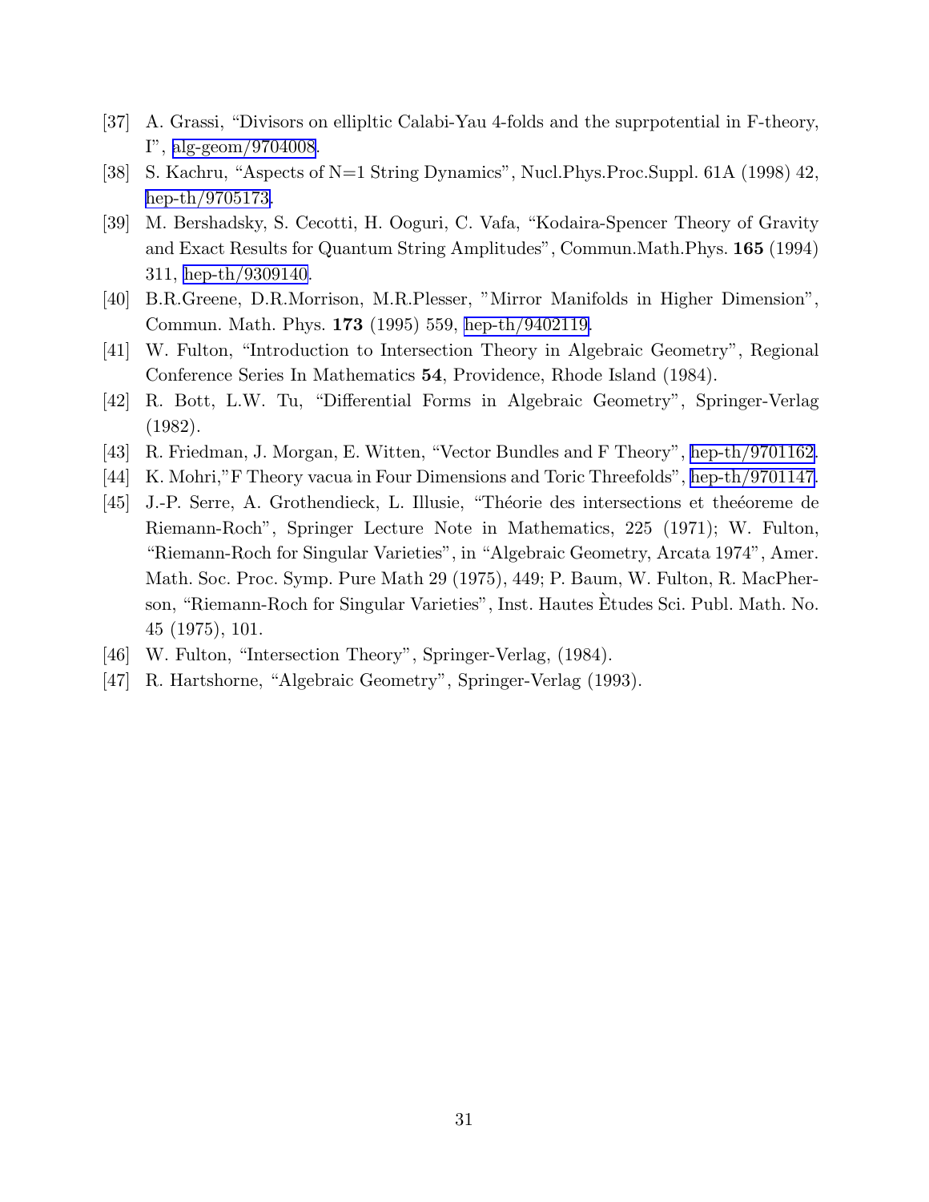[37] A. Grassi, "Divisors on ellipltic Calabi-Yau 4-folds and the suprpotential in F-theory, I", alg-geom/9704008.

[38] S. Kachru, "Aspects of N=1 String Dynamics", Nucl.Phys.Proc.Suppl. 61A (1998) 42, hep-th/9705173.

[39] M. Bershadsky, S. Cecotti, H. Ooguri, C. Vafa, "Kodaira-Spencer Theory of Gravity and Exact Results for Quantum String Amplitudes", Commun.Math.Phys. **165** (1994) 311, hep-th/9309140.

[40] B.R.Greene, D.R.Morrison, M.R.Plesser, "Mirror Manifolds in Higher Dimension", Commun. Math. Phys. **173** (1995) 559, hep-th/9402119.

[41] W. Fulton, "Introduction to Intersection Theory in Algebraic Geometry", Regional Conference Series In Mathematics **54**, Providence, Rhode Island (1984).

[42] R. Bott, L.W. Tu, "Differential Forms in Algebraic Geometry", Springer-Verlag (1982).

[43] R. Friedman, J. Morgan, E. Witten, "Vector Bundles and F Theory", hep-th/9701162.

[44] K. Mohri,"F Theory vacua in Four Dimensions and Toric Threefolds", hep-th/9701147.

[45] J.-P. Serre, A. Grothendieck, L. Illusie, "Théorie des intersections et theéoreme de Riemann-Roch", Springer Lecture Note in Mathematics, 225 (1971); W. Fulton, "Riemann-Roch for Singular Varieties", in "Algebraic Geometry, Arcata 1974", Amer. Math. Soc. Proc. Symp. Pure Math 29 (1975), 449; P. Baum, W. Fulton, R. MacPherson, "Riemann-Roch for Singular Varieties", Inst. Hautes Ètudes Sci. Publ. Math. No. 45 (1975), 101.

[46] W. Fulton, "Intersection Theory", Springer-Verlag, (1984).

[47] R. Hartshorne, "Algebraic Geometry", Springer-Verlag (1993).